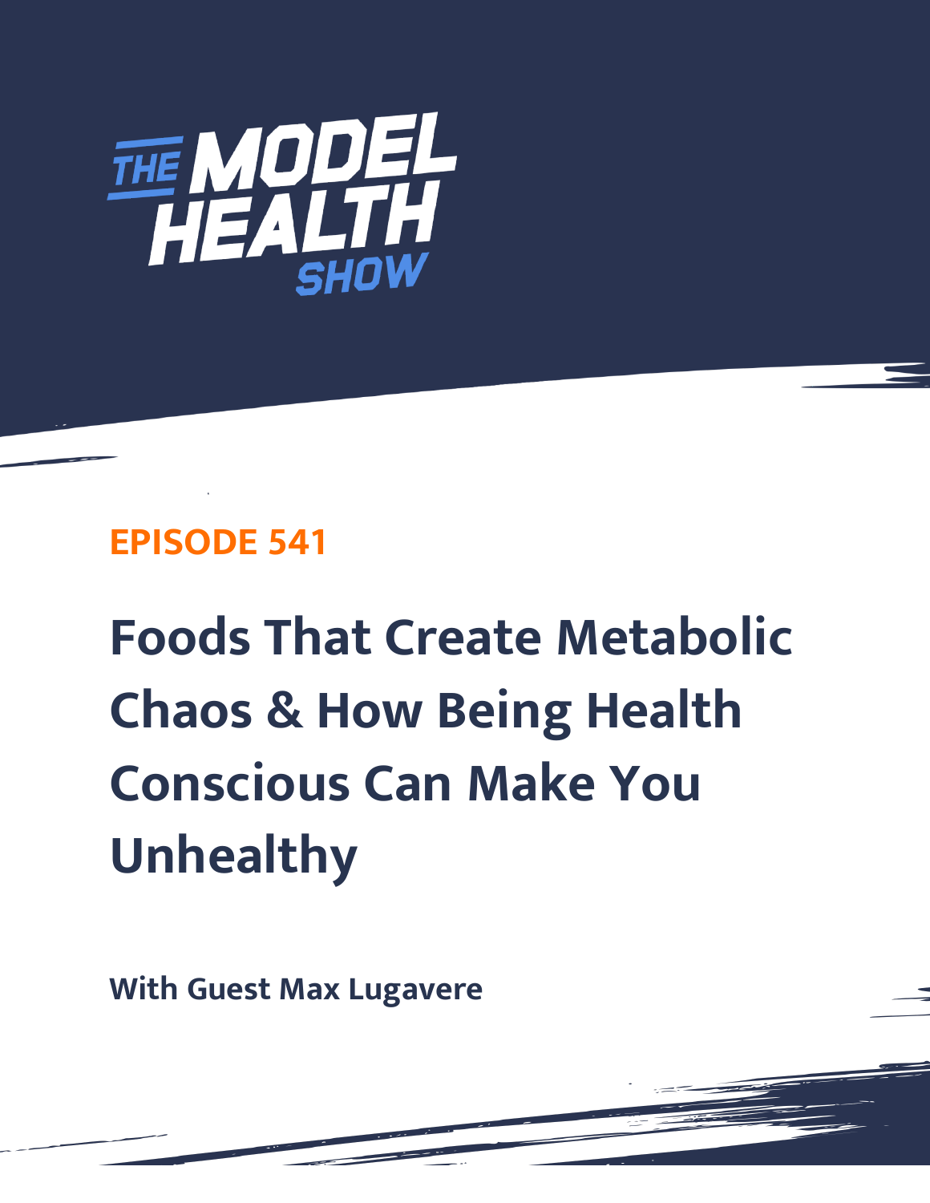# THE MODEL HEALTH SHOW

**EPISODE 541**

## Foods That Create Metabolic Chaos & How Being Health Conscious Can Make You Unhealthy

**With Guest Max Lugavere**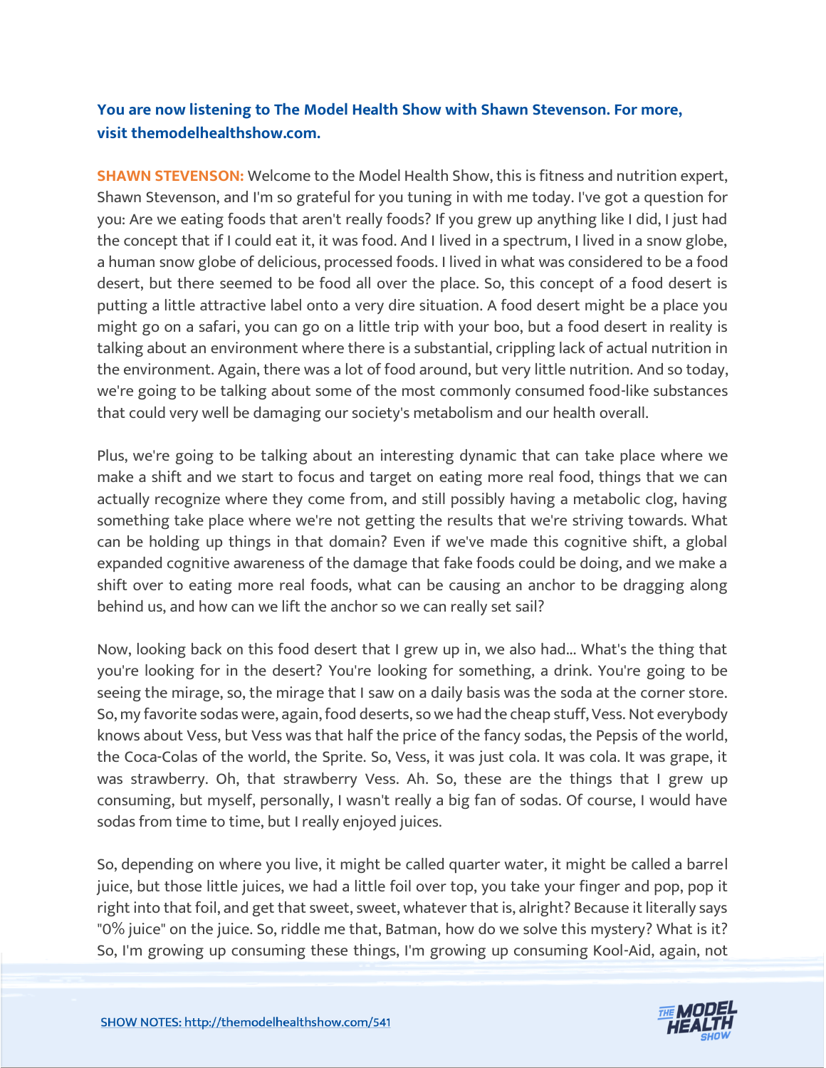**You are now listening to The Model Health Show with Shawn Stevenson. For more, visit themodelhealthshow.com.**

**SHAWN STEVENSON:** Welcome to the Model Health Show, this is fitness and nutrition expert, Shawn Stevenson, and I'm so grateful for you tuning in with me today. I've got a question for you: Are we eating foods that aren't really foods? If you grew up anything like I did, I just had the concept that if I could eat it, it was food. And I lived in a spectrum, I lived in a snow globe, a human snow globe of delicious, processed foods. I lived in what was considered to be a food desert, but there seemed to be food all over the place. So, this concept of a food desert is putting a little attractive label onto a very dire situation. A food desert might be a place you might go on a safari, you can go on a little trip with your boo, but a food desert in reality is talking about an environment where there is a substantial, crippling lack of actual nutrition in the environment. Again, there was a lot of food around, but very little nutrition. And so today, we're going to be talking about some of the most commonly consumed food-like substances that could very well be damaging our society's metabolism and our health overall.

Plus, we're going to be talking about an interesting dynamic that can take place where we make a shift and we start to focus and target on eating more real food, things that we can actually recognize where they come from, and still possibly having a metabolic clog, having something take place where we're not getting the results that we're striving towards. What can be holding up things in that domain? Even if we've made this cognitive shift, a global expanded cognitive awareness of the damage that fake foods could be doing, and we make a shift over to eating more real foods, what can be causing an anchor to be dragging along behind us, and how can we lift the anchor so we can really set sail?

Now, looking back on this food desert that I grew up in, we also had... What's the thing that you're looking for in the desert? You're looking for something, a drink. You're going to be seeing the mirage, so, the mirage that I saw on a daily basis was the soda at the corner store. So, my favorite sodas were, again, food deserts, so we had the cheap stuff, Vess. Not everybody knows about Vess, but Vess was that half the price of the fancy sodas, the Pepsis of the world, the Coca-Colas of the world, the Sprite. So, Vess, it was just cola. It was cola. It was grape, it was strawberry. Oh, that strawberry Vess. Ah. So, these are the things that I grew up consuming, but myself, personally, I wasn't really a big fan of sodas. Of course, I would have sodas from time to time, but I really enjoyed juices.

So, depending on where you live, it might be called quarter water, it might be called a barrel juice, but those little juices, we had a little foil over top, you take your finger and pop, pop it right into that foil, and get that sweet, sweet, whatever that is, alright? Because it literally says "0% juice" on the juice. So, riddle me that, Batman, how do we solve this mystery? What is it? So, I'm growing up consuming these things, I'm growing up consuming Kool-Aid, again, not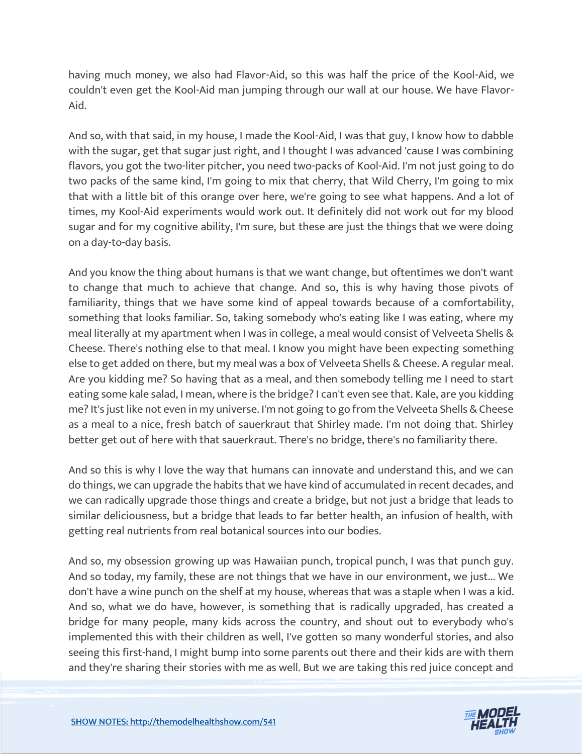having much money, we also had Flavor-Aid, so this was half the price of the Kool-Aid, we couldn't even get the Kool-Aid man jumping through our wall at our house. We have Flavor-Aid.

And so, with that said, in my house, I made the Kool-Aid, I was that guy, I know how to dabble with the sugar, get that sugar just right, and I thought I was advanced 'cause I was combining flavors, you got the two-liter pitcher, you need two-packs of Kool-Aid. I'm not just going to do two packs of the same kind, I'm going to mix that cherry, that Wild Cherry, I'm going to mix that with a little bit of this orange over here, we're going to see what happens. And a lot of times, my Kool-Aid experiments would work out. It definitely did not work out for my blood sugar and for my cognitive ability, I'm sure, but these are just the things that we were doing on a day-to-day basis.

And you know the thing about humans is that we want change, but oftentimes we don't want to change that much to achieve that change. And so, this is why having those pivots of familiarity, things that we have some kind of appeal towards because of a comfortability, something that looks familiar. So, taking somebody who's eating like I was eating, where my meal literally at my apartment when I was in college, a meal would consist of Velveeta Shells & Cheese. There's nothing else to that meal. I know you might have been expecting something else to get added on there, but my meal was a box of Velveeta Shells & Cheese. A regular meal. Are you kidding me? So having that as a meal, and then somebody telling me I need to start eating some kale salad, I mean, where is the bridge? I can't even see that. Kale, are you kidding me? It's just like not even in my universe. I'm not going to go from the Velveeta Shells & Cheese as a meal to a nice, fresh batch of sauerkraut that Shirley made. I'm not doing that. Shirley better get out of here with that sauerkraut. There's no bridge, there's no familiarity there.

And so this is why I love the way that humans can innovate and understand this, and we can do things, we can upgrade the habits that we have kind of accumulated in recent decades, and we can radically upgrade those things and create a bridge, but not just a bridge that leads to similar deliciousness, but a bridge that leads to far better health, an infusion of health, with getting real nutrients from real botanical sources into our bodies.

And so, my obsession growing up was Hawaiian punch, tropical punch, I was that punch guy. And so today, my family, these are not things that we have in our environment, we just... We don't have a wine punch on the shelf at my house, whereas that was a staple when I was a kid. And so, what we do have, however, is something that is radically upgraded, has created a bridge for many people, many kids across the country, and shout out to everybody who's implemented this with their children as well, I've gotten so many wonderful stories, and also seeing this first-hand, I might bump into some parents out there and their kids are with them and they're sharing their stories with me as well. But we are taking this red juice concept and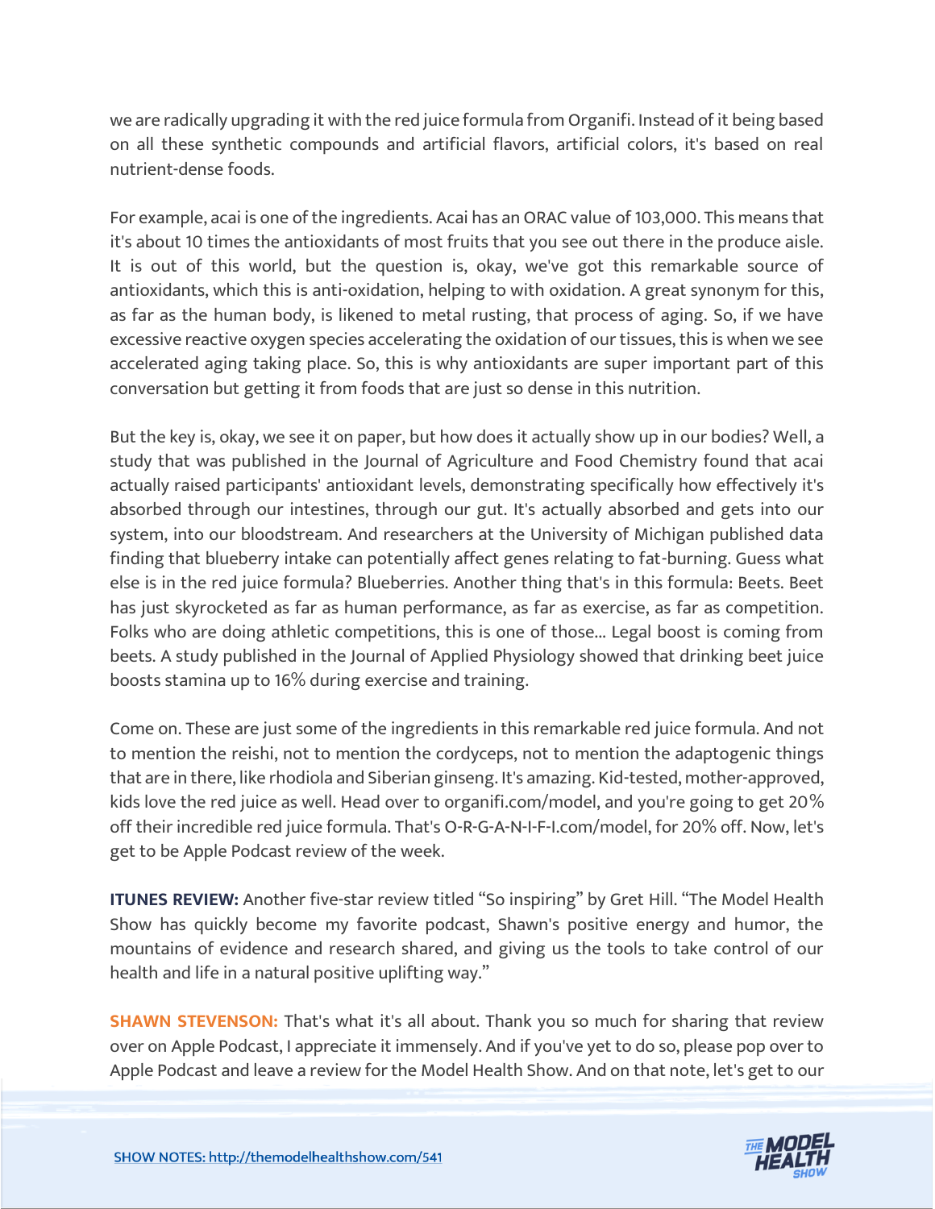we are radically upgrading it with the red juice formula from Organifi. Instead of it being based on all these synthetic compounds and artificial flavors, artificial colors, it's based on real nutrient-dense foods.

For example, acai is one of the ingredients. Acai has an ORAC value of 103,000. This means that it's about 10 times the antioxidants of most fruits that you see out there in the produce aisle. It is out of this world, but the question is, okay, we've got this remarkable source of antioxidants, which this is anti-oxidation, helping to with oxidation. A great synonym for this, as far as the human body, is likened to metal rusting, that process of aging. So, if we have excessive reactive oxygen species accelerating the oxidation of our tissues, this is when we see accelerated aging taking place. So, this is why antioxidants are super important part of this conversation but getting it from foods that are just so dense in this nutrition.

But the key is, okay, we see it on paper, but how does it actually show up in our bodies? Well, a study that was published in the Journal of Agriculture and Food Chemistry found that acai actually raised participants' antioxidant levels, demonstrating specifically how effectively it's absorbed through our intestines, through our gut. It's actually absorbed and gets into our system, into our bloodstream. And researchers at the University of Michigan published data finding that blueberry intake can potentially affect genes relating to fat-burning. Guess what else is in the red juice formula? Blueberries. Another thing that's in this formula: Beets. Beet has just skyrocketed as far as human performance, as far as exercise, as far as competition. Folks who are doing athletic competitions, this is one of those... Legal boost is coming from beets. A study published in the Journal of Applied Physiology showed that drinking beet juice boosts stamina up to 16% during exercise and training.

Come on. These are just some of the ingredients in this remarkable red juice formula. And not to mention the reishi, not to mention the cordyceps, not to mention the adaptogenic things that are in there, like rhodiola and Siberian ginseng. It's amazing. Kid-tested, mother-approved, kids love the red juice as well. Head over to organifi.com/model, and you're going to get 20% off their incredible red juice formula. That's O-R-G-A-N-I-F-I.com/model, for 20% off. Now, let's get to be Apple Podcast review of the week.

**ITUNES REVIEW:** Another five-star review titled "So inspiring" by Gret Hill. "The Model Health Show has quickly become my favorite podcast, Shawn's positive energy and humor, the mountains of evidence and research shared, and giving us the tools to take control of our health and life in a natural positive uplifting way."

**SHAWN STEVENSON:** That's what it's all about. Thank you so much for sharing that review over on Apple Podcast, I appreciate it immensely. And if you've yet to do so, please pop over to Apple Podcast and leave a review for the Model Health Show. And on that note, let's get to our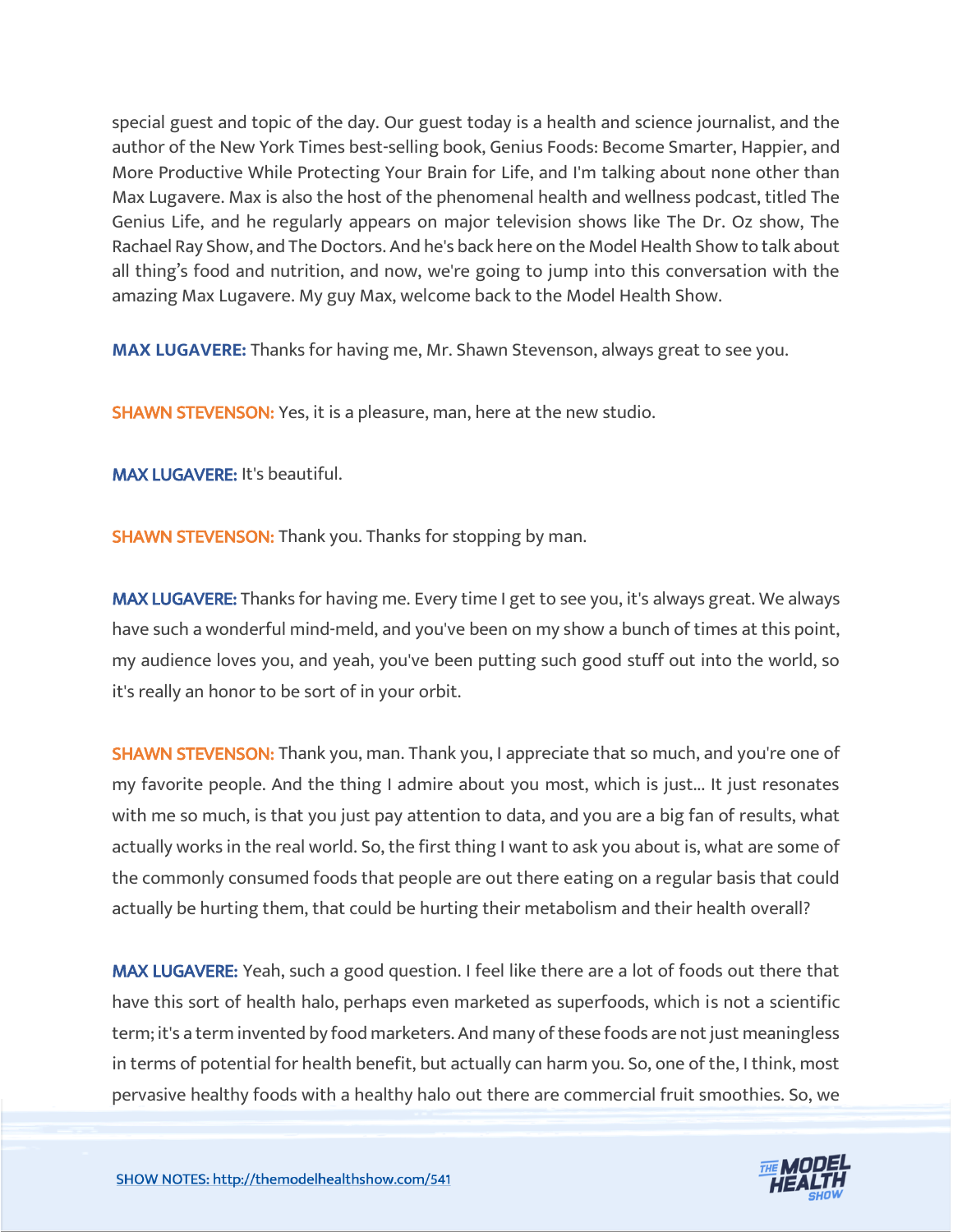special guest and topic of the day. Our guest today is a health and science journalist, and the author of the New York Times best-selling book, Genius Foods: Become Smarter, Happier, and More Productive While Protecting Your Brain for Life, and I'm talking about none other than Max Lugavere. Max is also the host of the phenomenal health and wellness podcast, titled The Genius Life, and he regularly appears on major television shows like The Dr. Oz show, The Rachael Ray Show, and The Doctors. And he's back here on the Model Health Show to talk about all thing's food and nutrition, and now, we're going to jump into this conversation with the amazing Max Lugavere. My guy Max, welcome back to the Model Health Show.

**MAX LUGAVERE:** Thanks for having me, Mr. Shawn Stevenson, always great to see you.

**SHAWN STEVENSON:** Yes, it is a pleasure, man, here at the new studio.

**MAX LUGAVERE:** It's beautiful.

**SHAWN STEVENSON:** Thank you. Thanks for stopping by man.

**MAX LUGAVERE:** Thanks for having me. Every time I get to see you, it's always great. We always have such a wonderful mind-meld, and you've been on my show a bunch of times at this point, my audience loves you, and yeah, you've been putting such good stuff out into the world, so it's really an honor to be sort of in your orbit.

**SHAWN STEVENSON:** Thank you, man. Thank you, I appreciate that so much, and you're one of my favorite people. And the thing I admire about you most, which is just... It just resonates with me so much, is that you just pay attention to data, and you are a big fan of results, what actually works in the real world. So, the first thing I want to ask you about is, what are some of the commonly consumed foods that people are out there eating on a regular basis that could actually be hurting them, that could be hurting their metabolism and their health overall?

**MAX LUGAVERE:** Yeah, such a good question. I feel like there are a lot of foods out there that have this sort of health halo, perhaps even marketed as superfoods, which is not a scientific term; it's a term invented by food marketers. And many of these foods are not just meaningless in terms of potential for health benefit, but actually can harm you. So, one of the, I think, most pervasive healthy foods with a healthy halo out there are commercial fruit smoothies. So, we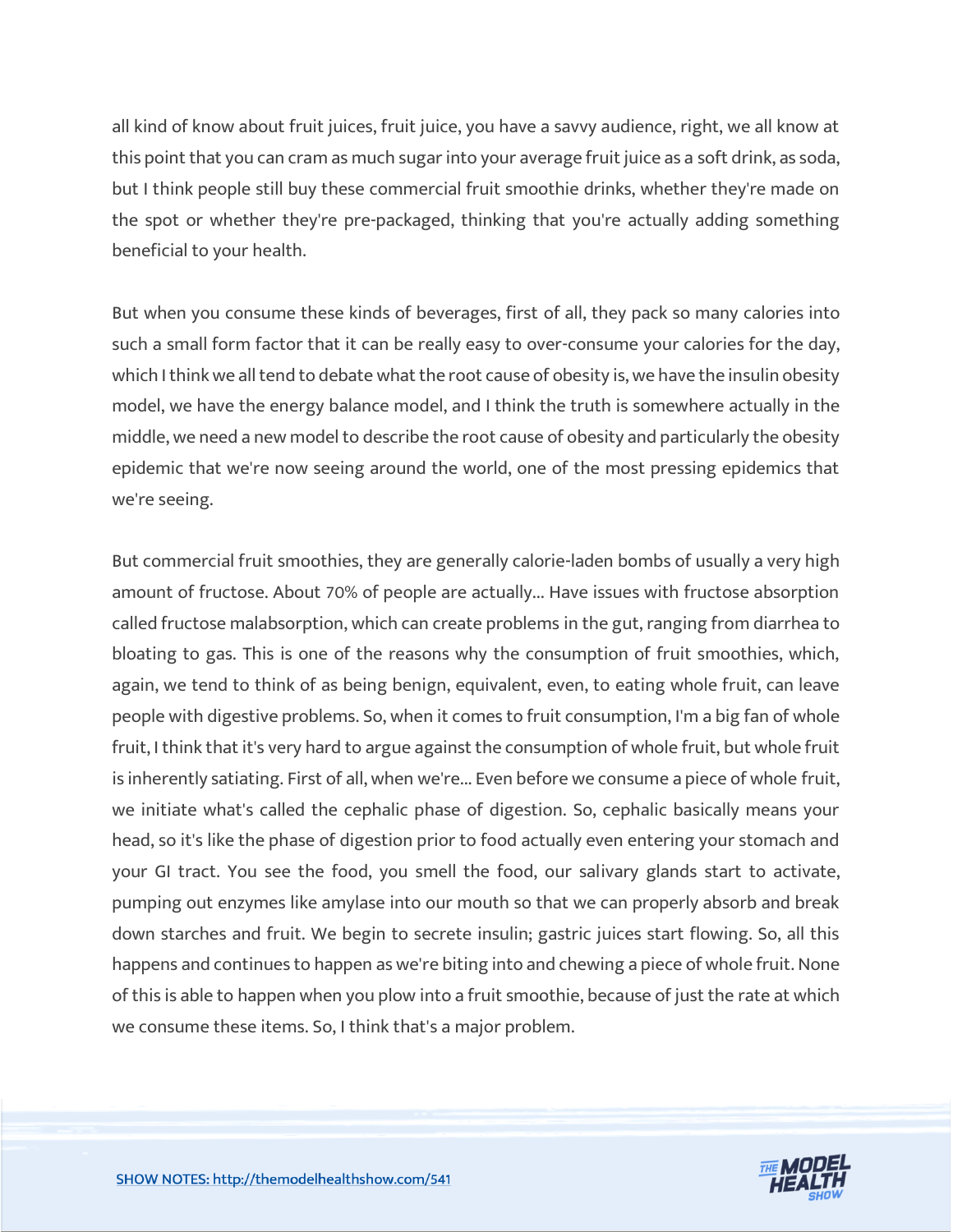all kind of know about fruit juices, fruit juice, you have a savvy audience, right, we all know at this point that you can cram as much sugar into your average fruit juice as a soft drink, as soda, but I think people still buy these commercial fruit smoothie drinks, whether they're made on the spot or whether they're pre-packaged, thinking that you're actually adding something beneficial to your health.

But when you consume these kinds of beverages, first of all, they pack so many calories into such a small form factor that it can be really easy to over-consume your calories for the day, which I think we all tend to debate what the root cause of obesity is, we have the insulin obesity model, we have the energy balance model, and I think the truth is somewhere actually in the middle, we need a new model to describe the root cause of obesity and particularly the obesity epidemic that we're now seeing around the world, one of the most pressing epidemics that we're seeing.

But commercial fruit smoothies, they are generally calorie-laden bombs of usually a very high amount of fructose. About 70% of people are actually... Have issues with fructose absorption called fructose malabsorption, which can create problems in the gut, ranging from diarrhea to bloating to gas. This is one of the reasons why the consumption of fruit smoothies, which, again, we tend to think of as being benign, equivalent, even, to eating whole fruit, can leave people with digestive problems. So, when it comes to fruit consumption, I'm a big fan of whole fruit, I think that it's very hard to argue against the consumption of whole fruit, but whole fruit is inherently satiating. First of all, when we're... Even before we consume a piece of whole fruit, we initiate what's called the cephalic phase of digestion. So, cephalic basically means your head, so it's like the phase of digestion prior to food actually even entering your stomach and your GI tract. You see the food, you smell the food, our salivary glands start to activate, pumping out enzymes like amylase into our mouth so that we can properly absorb and break down starches and fruit. We begin to secrete insulin; gastric juices start flowing. So, all this happens and continues to happen as we're biting into and chewing a piece of whole fruit. None of this is able to happen when you plow into a fruit smoothie, because of just the rate at which we consume these items. So, I think that's a major problem.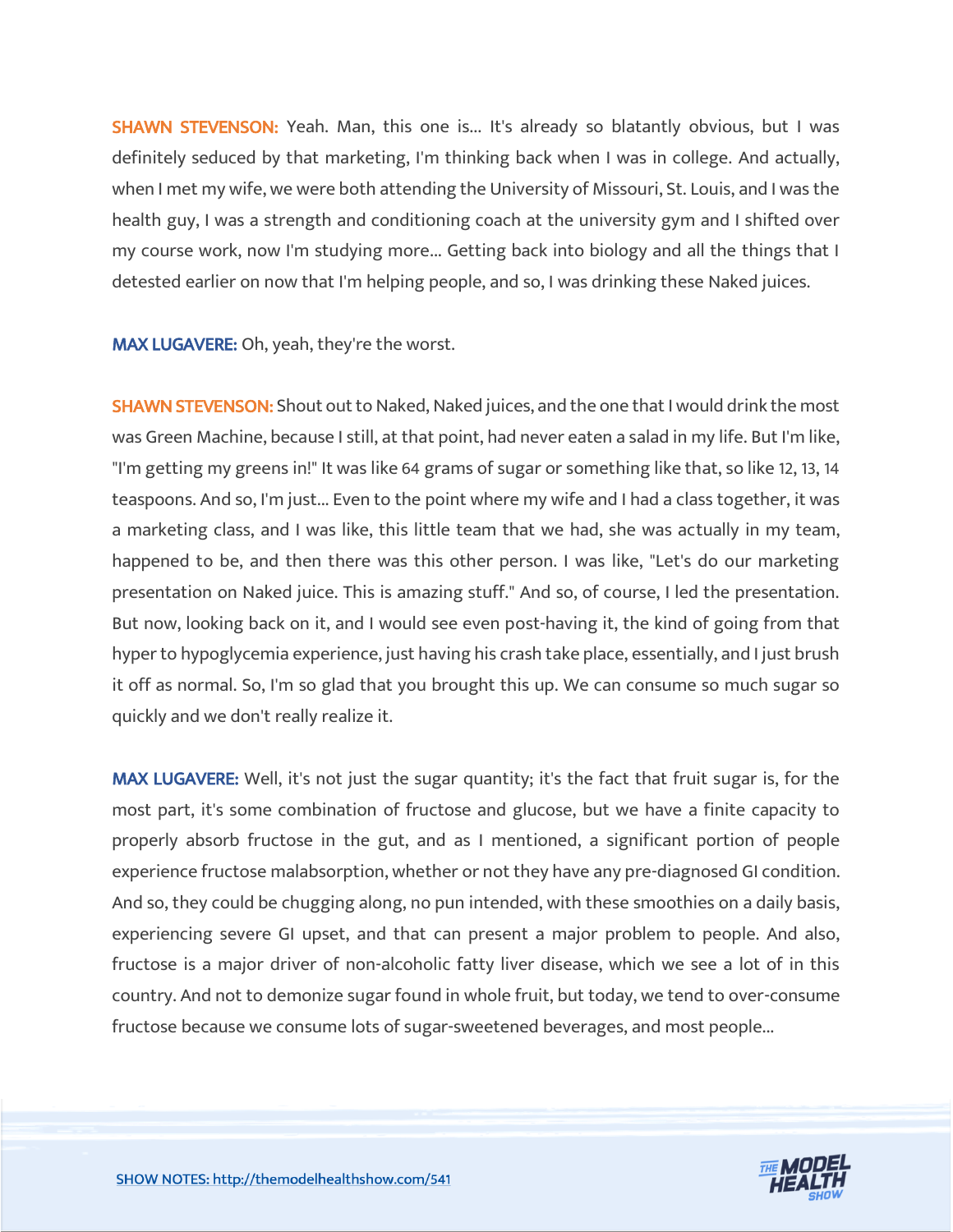**SHAWN STEVENSON:** Yeah. Man, this one is... It's already so blatantly obvious, but I was definitely seduced by that marketing, I'm thinking back when I was in college. And actually, when I met my wife, we were both attending the University of Missouri, St. Louis, and I was the health guy, I was a strength and conditioning coach at the university gym and I shifted over my course work, now I'm studying more... Getting back into biology and all the things that I detested earlier on now that I'm helping people, and so, I was drinking these Naked juices.

**MAX LUGAVERE:** Oh, yeah, they're the worst.

**SHAWN STEVENSON:** Shout out to Naked, Naked juices, and the one that I would drink the most was Green Machine, because I still, at that point, had never eaten a salad in my life. But I'm like, "I'm getting my greens in!" It was like 64 grams of sugar or something like that, so like 12, 13, 14 teaspoons. And so, I'm just... Even to the point where my wife and I had a class together, it was a marketing class, and I was like, this little team that we had, she was actually in my team, happened to be, and then there was this other person. I was like, "Let's do our marketing presentation on Naked juice. This is amazing stuff." And so, of course, I led the presentation. But now, looking back on it, and I would see even post-having it, the kind of going from that hyper to hypoglycemia experience, just having his crash take place, essentially, and I just brush it off as normal. So, I'm so glad that you brought this up. We can consume so much sugar so quickly and we don't really realize it.

**MAX LUGAVERE:** Well, it's not just the sugar quantity; it's the fact that fruit sugar is, for the most part, it's some combination of fructose and glucose, but we have a finite capacity to properly absorb fructose in the gut, and as I mentioned, a significant portion of people experience fructose malabsorption, whether or not they have any pre-diagnosed GI condition. And so, they could be chugging along, no pun intended, with these smoothies on a daily basis, experiencing severe GI upset, and that can present a major problem to people. And also, fructose is a major driver of non-alcoholic fatty liver disease, which we see a lot of in this country. And not to demonize sugar found in whole fruit, but today, we tend to over-consume fructose because we consume lots of sugar-sweetened beverages, and most people...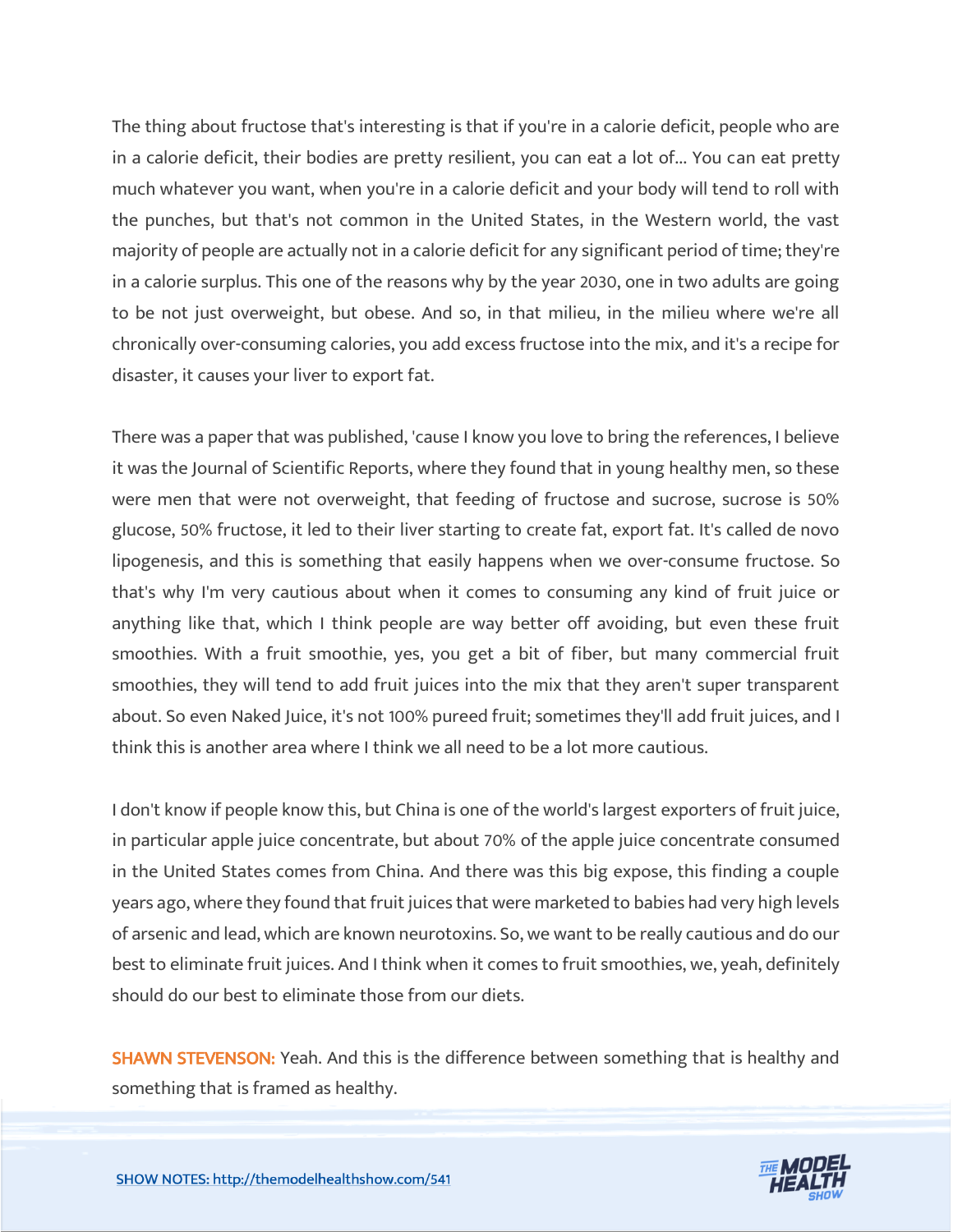The thing about fructose that's interesting is that if you're in a calorie deficit, people who are in a calorie deficit, their bodies are pretty resilient, you can eat a lot of... You can eat pretty much whatever you want, when you're in a calorie deficit and your body will tend to roll with the punches, but that's not common in the United States, in the Western world, the vast majority of people are actually not in a calorie deficit for any significant period of time; they're in a calorie surplus. This one of the reasons why by the year 2030, one in two adults are going to be not just overweight, but obese. And so, in that milieu, in the milieu where we're all chronically over-consuming calories, you add excess fructose into the mix, and it's a recipe for disaster, it causes your liver to export fat.

There was a paper that was published, 'cause I know you love to bring the references, I believe it was the Journal of Scientific Reports, where they found that in young healthy men, so these were men that were not overweight, that feeding of fructose and sucrose, sucrose is 50% glucose, 50% fructose, it led to their liver starting to create fat, export fat. It's called de novo lipogenesis, and this is something that easily happens when we over-consume fructose. So that's why I'm very cautious about when it comes to consuming any kind of fruit juice or anything like that, which I think people are way better off avoiding, but even these fruit smoothies. With a fruit smoothie, yes, you get a bit of fiber, but many commercial fruit smoothies, they will tend to add fruit juices into the mix that they aren't super transparent about. So even Naked Juice, it's not 100% pureed fruit; sometimes they'll add fruit juices, and I think this is another area where I think we all need to be a lot more cautious.

I don't know if people know this, but China is one of the world's largest exporters of fruit juice, in particular apple juice concentrate, but about 70% of the apple juice concentrate consumed in the United States comes from China. And there was this big expose, this finding a couple years ago, where they found that fruit juices that were marketed to babies had very high levels of arsenic and lead, which are known neurotoxins. So, we want to be really cautious and do our best to eliminate fruit juices. And I think when it comes to fruit smoothies, we, yeah, definitely should do our best to eliminate those from our diets.

**SHAWN STEVENSON:** Yeah. And this is the difference between something that is healthy and something that is framed as healthy.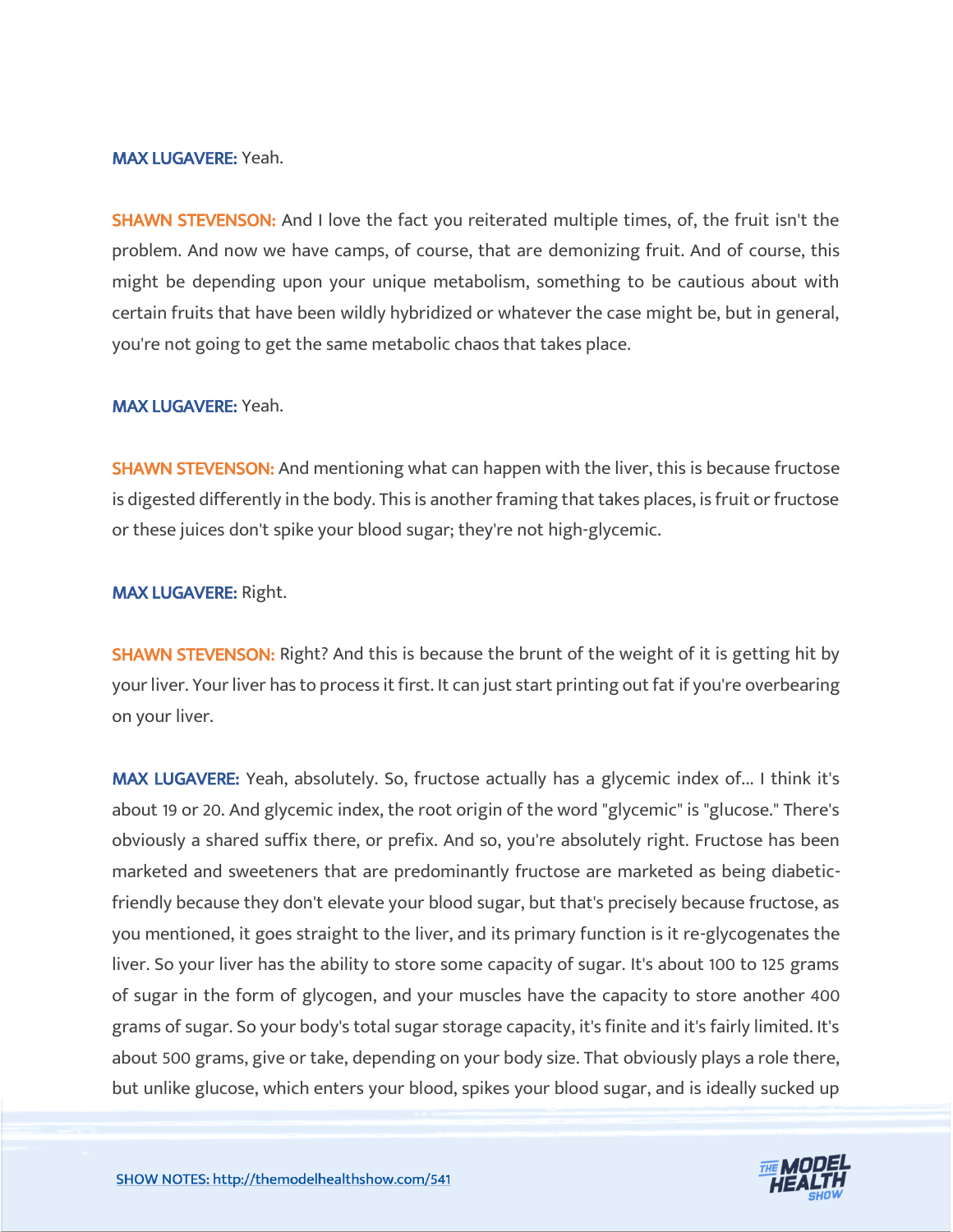**MAX LUGAVERE:** Yeah.

**SHAWN STEVENSON:** And I love the fact you reiterated multiple times, of, the fruit isn't the problem. And now we have camps, of course, that are demonizing fruit. And of course, this might be depending upon your unique metabolism, something to be cautious about with certain fruits that have been wildly hybridized or whatever the case might be, but in general, you're not going to get the same metabolic chaos that takes place.

**MAX LUGAVERE:** Yeah.

**SHAWN STEVENSON:** And mentioning what can happen with the liver, this is because fructose is digested differently in the body. This is another framing that takes places, is fruit or fructose or these juices don't spike your blood sugar; they're not high-glycemic.

**MAX LUGAVERE:** Right.

**SHAWN STEVENSON:** Right? And this is because the brunt of the weight of it is getting hit by your liver. Your liver has to process it first. It can just start printing out fat if you're overbearing on your liver.

**MAX LUGAVERE:** Yeah, absolutely. So, fructose actually has a glycemic index of... I think it's about 19 or 20. And glycemic index, the root origin of the word "glycemic" is "glucose." There's obviously a shared suffix there, or prefix. And so, you're absolutely right. Fructose has been marketed and sweeteners that are predominantly fructose are marketed as being diabetic-friendly because they don't elevate your blood sugar, but that's precisely because fructose, as you mentioned, it goes straight to the liver, and its primary function is it re-glycogenates the liver. So your liver has the ability to store some capacity of sugar. It's about 100 to 125 grams of sugar in the form of glycogen, and your muscles have the capacity to store another 400 grams of sugar. So your body's total sugar storage capacity, it's finite and it's fairly limited. It's about 500 grams, give or take, depending on your body size. That obviously plays a role there, but unlike glucose, which enters your blood, spikes your blood sugar, and is ideally sucked up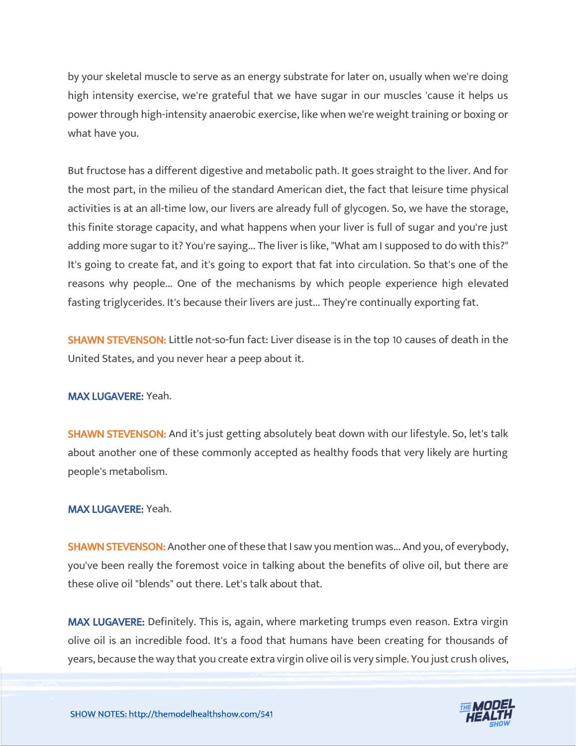by your skeletal muscle to serve as an energy substrate for later on, usually when we're doing high intensity exercise, we're grateful that we have sugar in our muscles 'cause it helps us power through high-intensity anaerobic exercise, like when we're weight training or boxing or what have you.

But fructose has a different digestive and metabolic path. It goes straight to the liver. And for the most part, in the milieu of the standard American diet, the fact that leisure time physical activities is at an all-time low, our livers are already full of glycogen. So, we have the storage, this finite storage capacity, and what happens when your liver is full of sugar and you're just adding more sugar to it? You're saying... The liver is like, "What am I supposed to do with this?" It's going to create fat, and it's going to export that fat into circulation. So that's one of the reasons why people... One of the mechanisms by which people experience high elevated fasting triglycerides. It's because their livers are just... They're continually exporting fat.

**SHAWN STEVENSON:** Little not-so-fun fact: Liver disease is in the top 10 causes of death in the United States, and you never hear a peep about it.

**MAX LUGAVERE:** Yeah.

**SHAWN STEVENSON:** And it's just getting absolutely beat down with our lifestyle. So, let's talk about another one of these commonly accepted as healthy foods that very likely are hurting people's metabolism.

**MAX LUGAVERE:** Yeah.

**SHAWN STEVENSON:** Another one of these that I saw you mention was... And you, of everybody, you've been really the foremost voice in talking about the benefits of olive oil, but there are these olive oil "blends" out there. Let's talk about that.

**MAX LUGAVERE:** Definitely. This is, again, where marketing trumps even reason. Extra virgin olive oil is an incredible food. It's a food that humans have been creating for thousands of years, because the way that you create extra virgin olive oil is very simple. You just crush olives,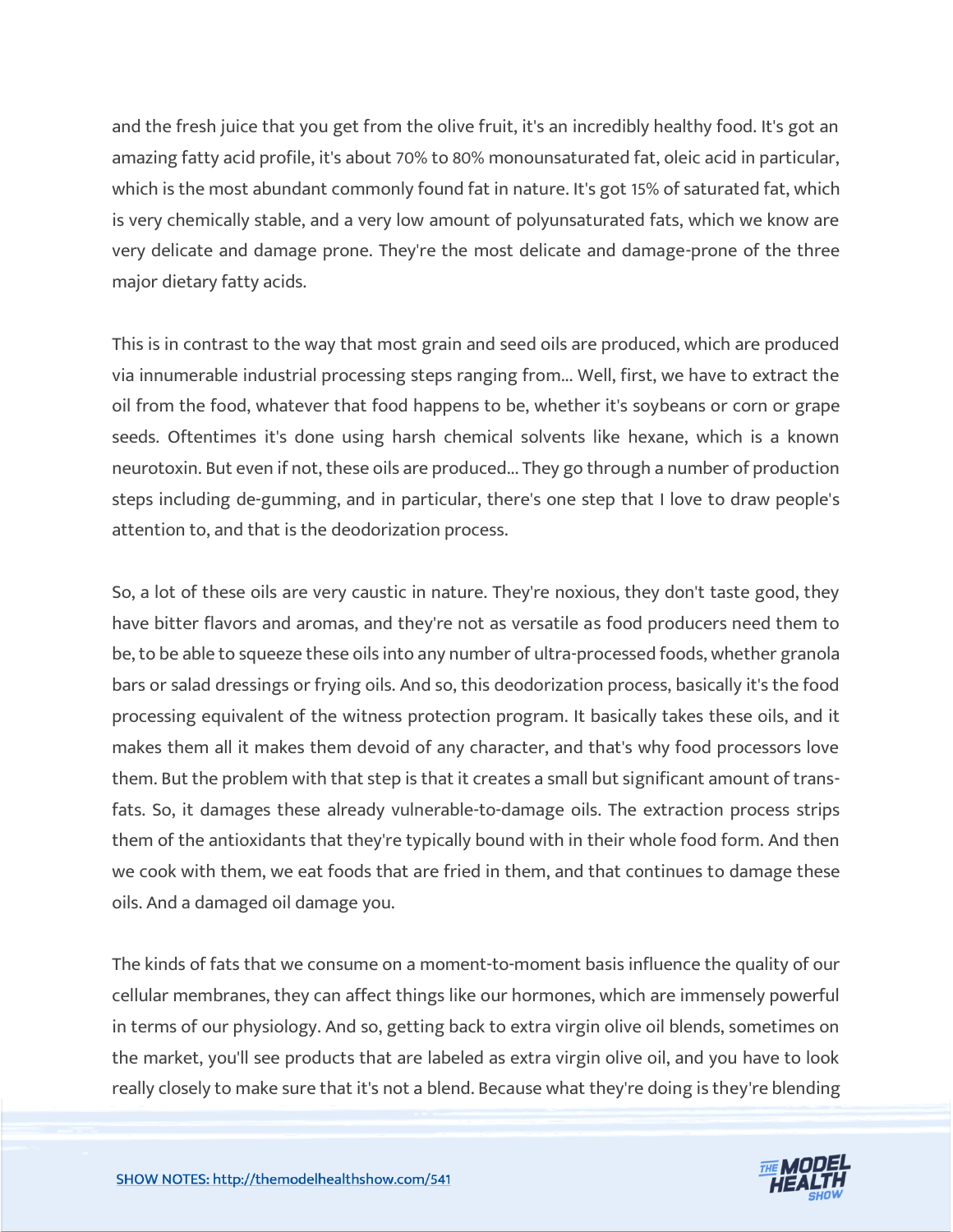and the fresh juice that you get from the olive fruit, it's an incredibly healthy food. It's got an amazing fatty acid profile, it's about 70% to 80% monounsaturated fat, oleic acid in particular, which is the most abundant commonly found fat in nature. It's got 15% of saturated fat, which is very chemically stable, and a very low amount of polyunsaturated fats, which we know are very delicate and damage prone. They're the most delicate and damage-prone of the three major dietary fatty acids.

This is in contrast to the way that most grain and seed oils are produced, which are produced via innumerable industrial processing steps ranging from... Well, first, we have to extract the oil from the food, whatever that food happens to be, whether it's soybeans or corn or grape seeds. Oftentimes it's done using harsh chemical solvents like hexane, which is a known neurotoxin. But even if not, these oils are produced... They go through a number of production steps including de-gumming, and in particular, there's one step that I love to draw people's attention to, and that is the deodorization process.

So, a lot of these oils are very caustic in nature. They're noxious, they don't taste good, they have bitter flavors and aromas, and they're not as versatile as food producers need them to be, to be able to squeeze these oils into any number of ultra-processed foods, whether granola bars or salad dressings or frying oils. And so, this deodorization process, basically it's the food processing equivalent of the witness protection program. It basically takes these oils, and it makes them all it makes them devoid of any character, and that's why food processors love them. But the problem with that step is that it creates a small but significant amount of trans-fats. So, it damages these already vulnerable-to-damage oils. The extraction process strips them of the antioxidants that they're typically bound with in their whole food form. And then we cook with them, we eat foods that are fried in them, and that continues to damage these oils. And a damaged oil damage you.

The kinds of fats that we consume on a moment-to-moment basis influence the quality of our cellular membranes, they can affect things like our hormones, which are immensely powerful in terms of our physiology. And so, getting back to extra virgin olive oil blends, sometimes on the market, you'll see products that are labeled as extra virgin olive oil, and you have to look really closely to make sure that it's not a blend. Because what they're doing is they're blending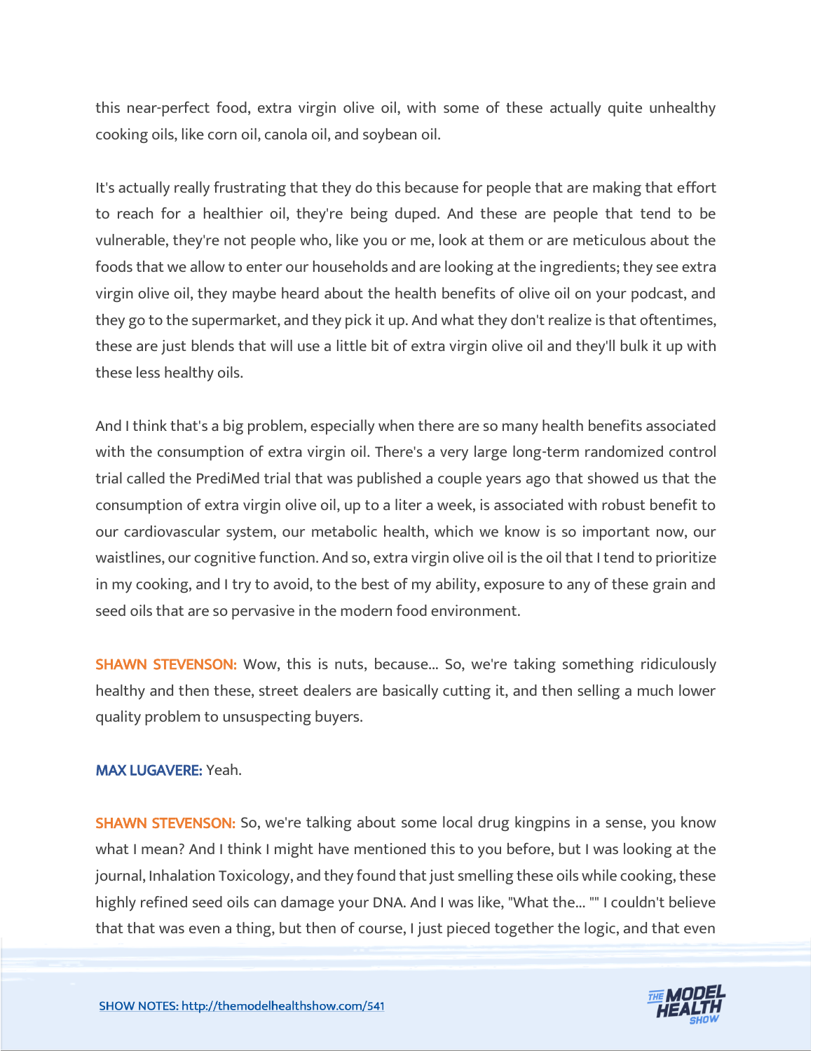this near-perfect food, extra virgin olive oil, with some of these actually quite unhealthy cooking oils, like corn oil, canola oil, and soybean oil.

It's actually really frustrating that they do this because for people that are making that effort to reach for a healthier oil, they're being duped. And these are people that tend to be vulnerable, they're not people who, like you or me, look at them or are meticulous about the foods that we allow to enter our households and are looking at the ingredients; they see extra virgin olive oil, they maybe heard about the health benefits of olive oil on your podcast, and they go to the supermarket, and they pick it up. And what they don't realize is that oftentimes, these are just blends that will use a little bit of extra virgin olive oil and they'll bulk it up with these less healthy oils.

And I think that's a big problem, especially when there are so many health benefits associated with the consumption of extra virgin oil. There's a very large long-term randomized control trial called the PrediMed trial that was published a couple years ago that showed us that the consumption of extra virgin olive oil, up to a liter a week, is associated with robust benefit to our cardiovascular system, our metabolic health, which we know is so important now, our waistlines, our cognitive function. And so, extra virgin olive oil is the oil that I tend to prioritize in my cooking, and I try to avoid, to the best of my ability, exposure to any of these grain and seed oils that are so pervasive in the modern food environment.

**SHAWN STEVENSON:** Wow, this is nuts, because... So, we're taking something ridiculously healthy and then these, street dealers are basically cutting it, and then selling a much lower quality problem to unsuspecting buyers.

**MAX LUGAVERE:** Yeah.

**SHAWN STEVENSON:** So, we're talking about some local drug kingpins in a sense, you know what I mean? And I think I might have mentioned this to you before, but I was looking at the journal, Inhalation Toxicology, and they found that just smelling these oils while cooking, these highly refined seed oils can damage your DNA. And I was like, "What the... "" I couldn't believe that that was even a thing, but then of course, I just pieced together the logic, and that even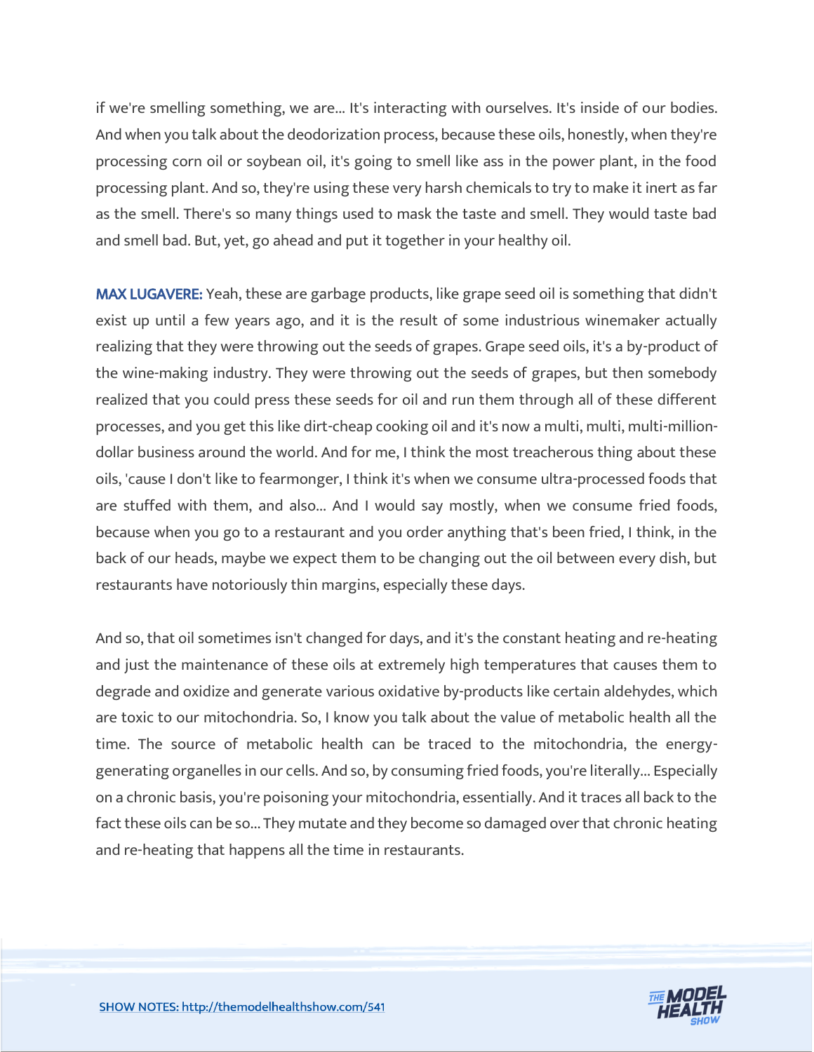if we're smelling something, we are... It's interacting with ourselves. It's inside of our bodies. And when you talk about the deodorization process, because these oils, honestly, when they're processing corn oil or soybean oil, it's going to smell like ass in the power plant, in the food processing plant. And so, they're using these very harsh chemicals to try to make it inert as far as the smell. There's so many things used to mask the taste and smell. They would taste bad and smell bad. But, yet, go ahead and put it together in your healthy oil.

**MAX LUGAVERE:** Yeah, these are garbage products, like grape seed oil is something that didn't exist up until a few years ago, and it is the result of some industrious winemaker actually realizing that they were throwing out the seeds of grapes. Grape seed oils, it's a by-product of the wine-making industry. They were throwing out the seeds of grapes, but then somebody realized that you could press these seeds for oil and run them through all of these different processes, and you get this like dirt-cheap cooking oil and it's now a multi, multi, multi-million-dollar business around the world. And for me, I think the most treacherous thing about these oils, 'cause I don't like to fearmonger, I think it's when we consume ultra-processed foods that are stuffed with them, and also... And I would say mostly, when we consume fried foods, because when you go to a restaurant and you order anything that's been fried, I think, in the back of our heads, maybe we expect them to be changing out the oil between every dish, but restaurants have notoriously thin margins, especially these days.

And so, that oil sometimes isn't changed for days, and it's the constant heating and re-heating and just the maintenance of these oils at extremely high temperatures that causes them to degrade and oxidize and generate various oxidative by-products like certain aldehydes, which are toxic to our mitochondria. So, I know you talk about the value of metabolic health all the time. The source of metabolic health can be traced to the mitochondria, the energy-generating organelles in our cells. And so, by consuming fried foods, you're literally... Especially on a chronic basis, you're poisoning your mitochondria, essentially. And it traces all back to the fact these oils can be so... They mutate and they become so damaged over that chronic heating and re-heating that happens all the time in restaurants.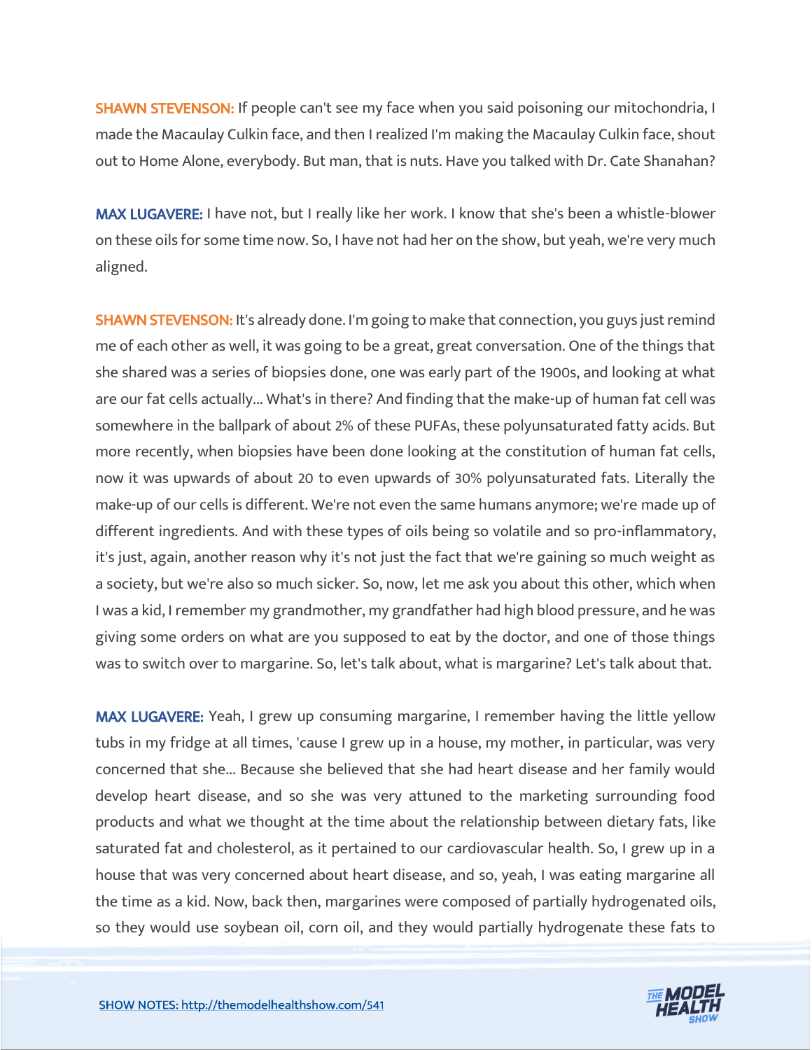**SHAWN STEVENSON:** If people can't see my face when you said poisoning our mitochondria, I made the Macaulay Culkin face, and then I realized I'm making the Macaulay Culkin face, shout out to Home Alone, everybody. But man, that is nuts. Have you talked with Dr. Cate Shanahan?

**MAX LUGAVERE:** I have not, but I really like her work. I know that she's been a whistle-blower on these oils for some time now. So, I have not had her on the show, but yeah, we're very much aligned.

**SHAWN STEVENSON:** It's already done. I'm going to make that connection, you guys just remind me of each other as well, it was going to be a great, great conversation. One of the things that she shared was a series of biopsies done, one was early part of the 1900s, and looking at what are our fat cells actually... What's in there? And finding that the make-up of human fat cell was somewhere in the ballpark of about 2% of these PUFAs, these polyunsaturated fatty acids. But more recently, when biopsies have been done looking at the constitution of human fat cells, now it was upwards of about 20 to even upwards of 30% polyunsaturated fats. Literally the make-up of our cells is different. We're not even the same humans anymore; we're made up of different ingredients. And with these types of oils being so volatile and so pro-inflammatory, it's just, again, another reason why it's not just the fact that we're gaining so much weight as a society, but we're also so much sicker. So, now, let me ask you about this other, which when I was a kid, I remember my grandmother, my grandfather had high blood pressure, and he was giving some orders on what are you supposed to eat by the doctor, and one of those things was to switch over to margarine. So, let's talk about, what is margarine? Let's talk about that.

**MAX LUGAVERE:** Yeah, I grew up consuming margarine, I remember having the little yellow tubs in my fridge at all times, 'cause I grew up in a house, my mother, in particular, was very concerned that she... Because she believed that she had heart disease and her family would develop heart disease, and so she was very attuned to the marketing surrounding food products and what we thought at the time about the relationship between dietary fats, like saturated fat and cholesterol, as it pertained to our cardiovascular health. So, I grew up in a house that was very concerned about heart disease, and so, yeah, I was eating margarine all the time as a kid. Now, back then, margarines were composed of partially hydrogenated oils, so they would use soybean oil, corn oil, and they would partially hydrogenate these fats to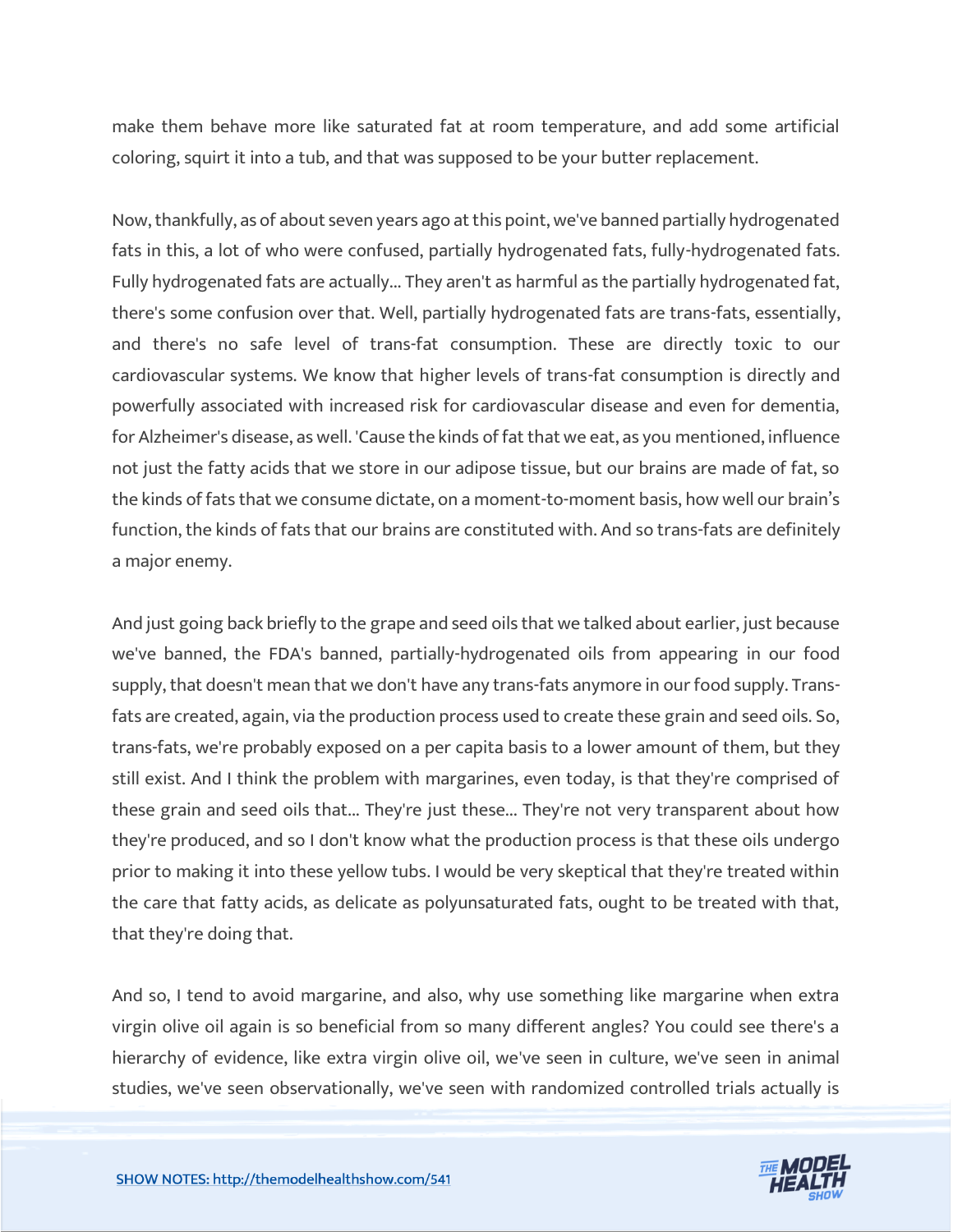make them behave more like saturated fat at room temperature, and add some artificial coloring, squirt it into a tub, and that was supposed to be your butter replacement.

Now, thankfully, as of about seven years ago at this point, we've banned partially hydrogenated fats in this, a lot of who were confused, partially hydrogenated fats, fully-hydrogenated fats. Fully hydrogenated fats are actually... They aren't as harmful as the partially hydrogenated fat, there's some confusion over that. Well, partially hydrogenated fats are trans-fats, essentially, and there's no safe level of trans-fat consumption. These are directly toxic to our cardiovascular systems. We know that higher levels of trans-fat consumption is directly and powerfully associated with increased risk for cardiovascular disease and even for dementia, for Alzheimer's disease, as well. 'Cause the kinds of fat that we eat, as you mentioned, influence not just the fatty acids that we store in our adipose tissue, but our brains are made of fat, so the kinds of fats that we consume dictate, on a moment-to-moment basis, how well our brain's function, the kinds of fats that our brains are constituted with. And so trans-fats are definitely a major enemy.

And just going back briefly to the grape and seed oils that we talked about earlier, just because we've banned, the FDA's banned, partially-hydrogenated oils from appearing in our food supply, that doesn't mean that we don't have any trans-fats anymore in our food supply. Trans-fats are created, again, via the production process used to create these grain and seed oils. So, trans-fats, we're probably exposed on a per capita basis to a lower amount of them, but they still exist. And I think the problem with margarines, even today, is that they're comprised of these grain and seed oils that... They're just these... They're not very transparent about how they're produced, and so I don't know what the production process is that these oils undergo prior to making it into these yellow tubs. I would be very skeptical that they're treated within the care that fatty acids, as delicate as polyunsaturated fats, ought to be treated with that, that they're doing that.

And so, I tend to avoid margarine, and also, why use something like margarine when extra virgin olive oil again is so beneficial from so many different angles? You could see there's a hierarchy of evidence, like extra virgin olive oil, we've seen in culture, we've seen in animal studies, we've seen observationally, we've seen with randomized controlled trials actually is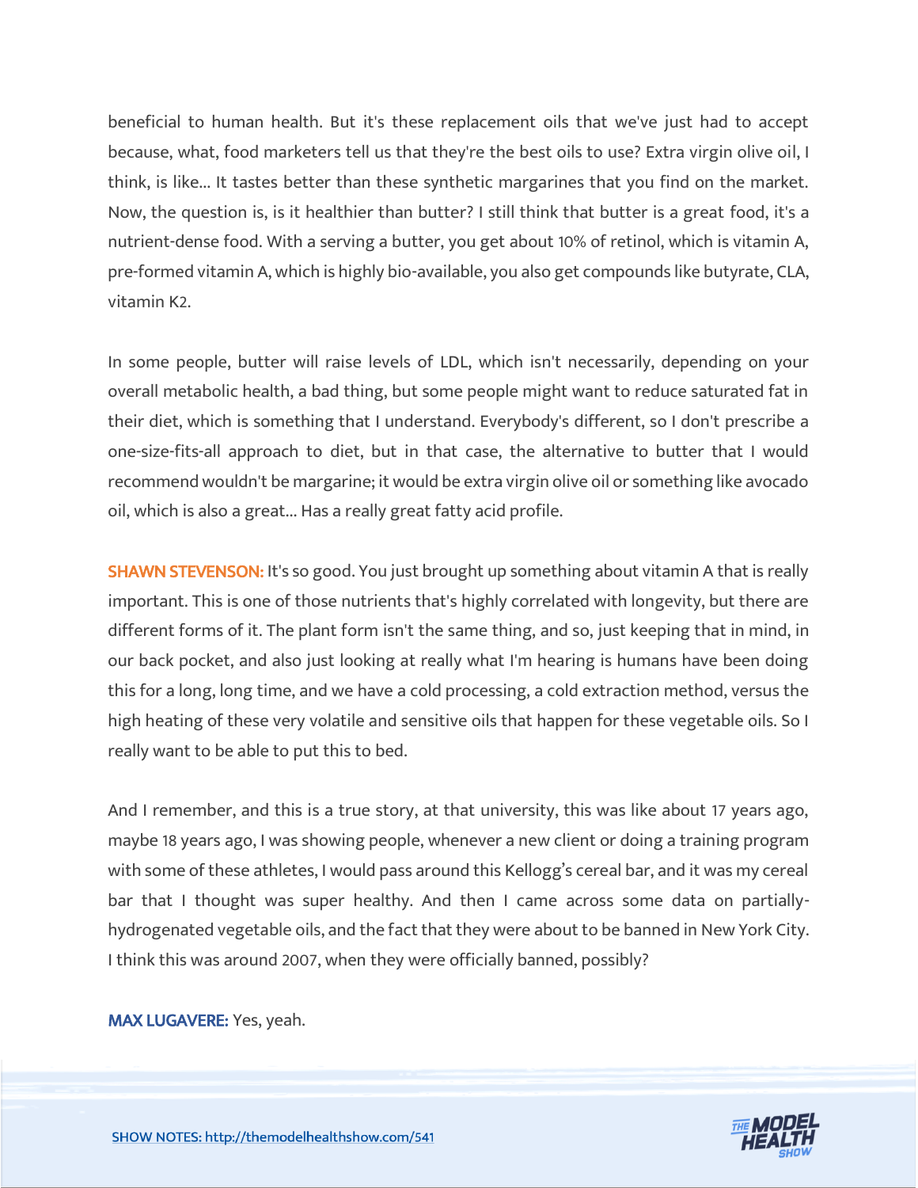beneficial to human health. But it's these replacement oils that we've just had to accept because, what, food marketers tell us that they're the best oils to use? Extra virgin olive oil, I think, is like... It tastes better than these synthetic margarines that you find on the market. Now, the question is, is it healthier than butter? I still think that butter is a great food, it's a nutrient-dense food. With a serving a butter, you get about 10% of retinol, which is vitamin A, pre-formed vitamin A, which is highly bio-available, you also get compounds like butyrate, CLA, vitamin K2.

In some people, butter will raise levels of LDL, which isn't necessarily, depending on your overall metabolic health, a bad thing, but some people might want to reduce saturated fat in their diet, which is something that I understand. Everybody's different, so I don't prescribe a one-size-fits-all approach to diet, but in that case, the alternative to butter that I would recommend wouldn't be margarine; it would be extra virgin olive oil or something like avocado oil, which is also a great... Has a really great fatty acid profile.

**SHAWN STEVENSON:** It's so good. You just brought up something about vitamin A that is really important. This is one of those nutrients that's highly correlated with longevity, but there are different forms of it. The plant form isn't the same thing, and so, just keeping that in mind, in our back pocket, and also just looking at really what I'm hearing is humans have been doing this for a long, long time, and we have a cold processing, a cold extraction method, versus the high heating of these very volatile and sensitive oils that happen for these vegetable oils. So I really want to be able to put this to bed.

And I remember, and this is a true story, at that university, this was like about 17 years ago, maybe 18 years ago, I was showing people, whenever a new client or doing a training program with some of these athletes, I would pass around this Kellogg's cereal bar, and it was my cereal bar that I thought was super healthy. And then I came across some data on partially-hydrogenated vegetable oils, and the fact that they were about to be banned in New York City. I think this was around 2007, when they were officially banned, possibly?

**MAX LUGAVERE:** Yes, yeah.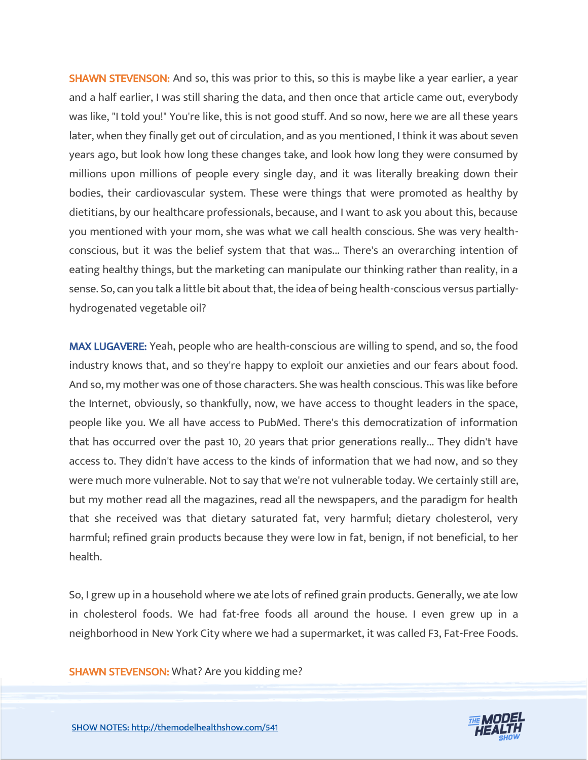**SHAWN STEVENSON:** And so, this was prior to this, so this is maybe like a year earlier, a year and a half earlier, I was still sharing the data, and then once that article came out, everybody was like, "I told you!" You're like, this is not good stuff. And so now, here we are all these years later, when they finally get out of circulation, and as you mentioned, I think it was about seven years ago, but look how long these changes take, and look how long they were consumed by millions upon millions of people every single day, and it was literally breaking down their bodies, their cardiovascular system. These were things that were promoted as healthy by dietitians, by our healthcare professionals, because, and I want to ask you about this, because you mentioned with your mom, she was what we call health conscious. She was very health-conscious, but it was the belief system that that was... There's an overarching intention of eating healthy things, but the marketing can manipulate our thinking rather than reality, in a sense. So, can you talk a little bit about that, the idea of being health-conscious versus partially-hydrogenated vegetable oil?

**MAX LUGAVERE:** Yeah, people who are health-conscious are willing to spend, and so, the food industry knows that, and so they're happy to exploit our anxieties and our fears about food. And so, my mother was one of those characters. She was health conscious. This was like before the Internet, obviously, so thankfully, now, we have access to thought leaders in the space, people like you. We all have access to PubMed. There's this democratization of information that has occurred over the past 10, 20 years that prior generations really... They didn't have access to. They didn't have access to the kinds of information that we had now, and so they were much more vulnerable. Not to say that we're not vulnerable today. We certainly still are, but my mother read all the magazines, read all the newspapers, and the paradigm for health that she received was that dietary saturated fat, very harmful; dietary cholesterol, very harmful; refined grain products because they were low in fat, benign, if not beneficial, to her health.

So, I grew up in a household where we ate lots of refined grain products. Generally, we ate low in cholesterol foods. We had fat-free foods all around the house. I even grew up in a neighborhood in New York City where we had a supermarket, it was called F3, Fat-Free Foods.

**SHAWN STEVENSON:** What? Are you kidding me?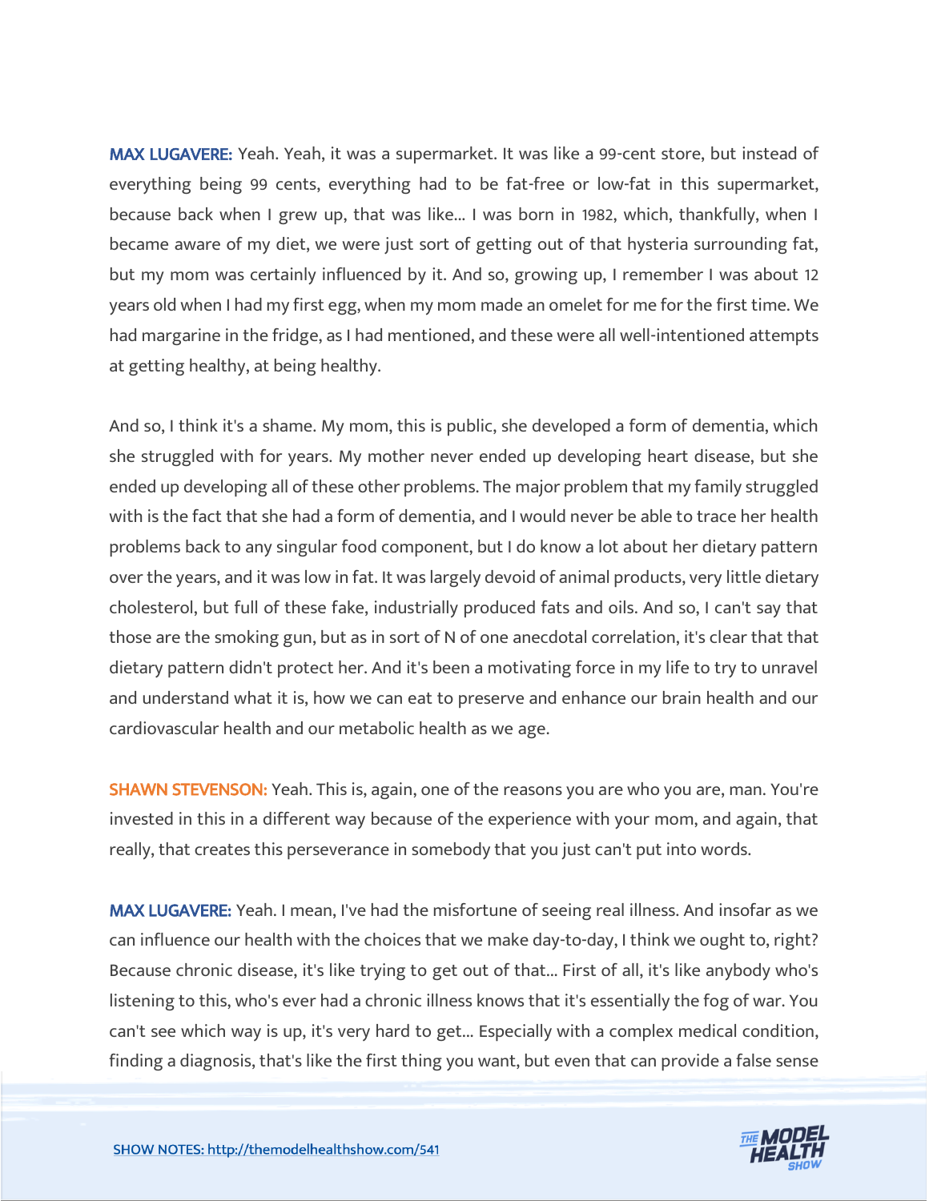**MAX LUGAVERE:** Yeah. Yeah, it was a supermarket. It was like a 99-cent store, but instead of everything being 99 cents, everything had to be fat-free or low-fat in this supermarket, because back when I grew up, that was like... I was born in 1982, which, thankfully, when I became aware of my diet, we were just sort of getting out of that hysteria surrounding fat, but my mom was certainly influenced by it. And so, growing up, I remember I was about 12 years old when I had my first egg, when my mom made an omelet for me for the first time. We had margarine in the fridge, as I had mentioned, and these were all well-intentioned attempts at getting healthy, at being healthy.

And so, I think it's a shame. My mom, this is public, she developed a form of dementia, which she struggled with for years. My mother never ended up developing heart disease, but she ended up developing all of these other problems. The major problem that my family struggled with is the fact that she had a form of dementia, and I would never be able to trace her health problems back to any singular food component, but I do know a lot about her dietary pattern over the years, and it was low in fat. It was largely devoid of animal products, very little dietary cholesterol, but full of these fake, industrially produced fats and oils. And so, I can't say that those are the smoking gun, but as in sort of N of one anecdotal correlation, it's clear that that dietary pattern didn't protect her. And it's been a motivating force in my life to try to unravel and understand what it is, how we can eat to preserve and enhance our brain health and our cardiovascular health and our metabolic health as we age.

**SHAWN STEVENSON:** Yeah. This is, again, one of the reasons you are who you are, man. You're invested in this in a different way because of the experience with your mom, and again, that really, that creates this perseverance in somebody that you just can't put into words.

**MAX LUGAVERE:** Yeah. I mean, I've had the misfortune of seeing real illness. And insofar as we can influence our health with the choices that we make day-to-day, I think we ought to, right? Because chronic disease, it's like trying to get out of that... First of all, it's like anybody who's listening to this, who's ever had a chronic illness knows that it's essentially the fog of war. You can't see which way is up, it's very hard to get... Especially with a complex medical condition, finding a diagnosis, that's like the first thing you want, but even that can provide a false sense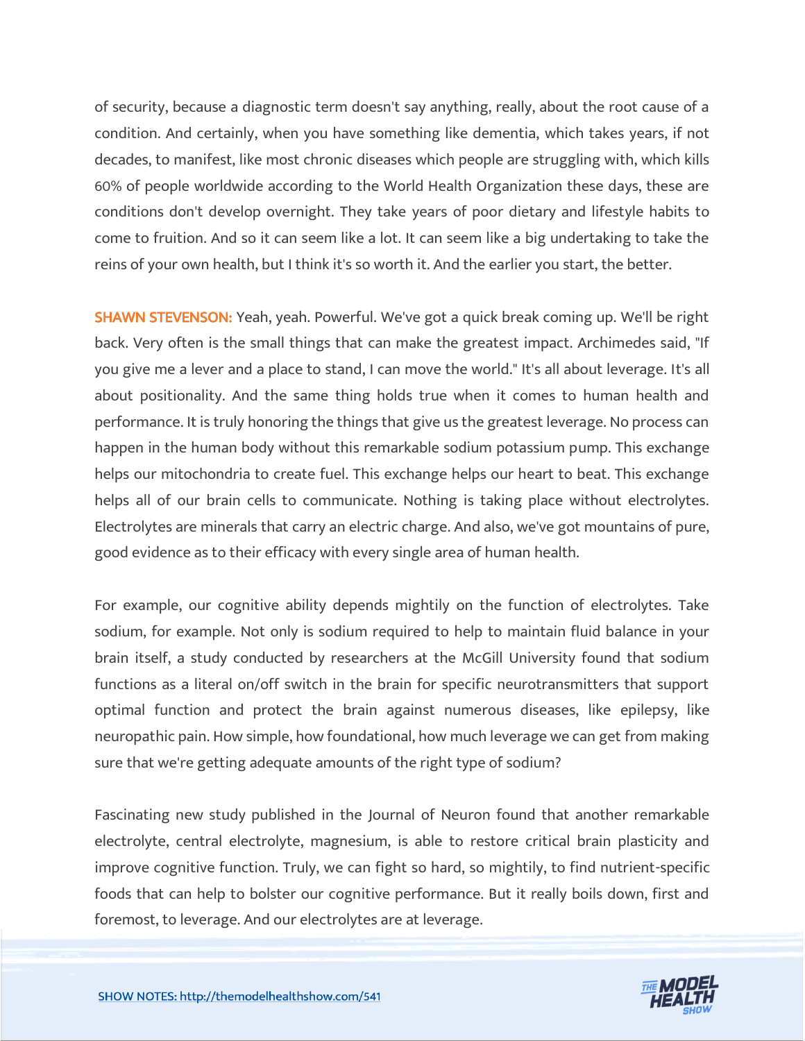of security, because a diagnostic term doesn't say anything, really, about the root cause of a condition. And certainly, when you have something like dementia, which takes years, if not decades, to manifest, like most chronic diseases which people are struggling with, which kills 60% of people worldwide according to the World Health Organization these days, these are conditions don't develop overnight. They take years of poor dietary and lifestyle habits to come to fruition. And so it can seem like a lot. It can seem like a big undertaking to take the reins of your own health, but I think it's so worth it. And the earlier you start, the better.

**SHAWN STEVENSON:** Yeah, yeah. Powerful. We've got a quick break coming up. We'll be right back. Very often is the small things that can make the greatest impact. Archimedes said, "If you give me a lever and a place to stand, I can move the world." It's all about leverage. It's all about positionality. And the same thing holds true when it comes to human health and performance. It is truly honoring the things that give us the greatest leverage. No process can happen in the human body without this remarkable sodium potassium pump. This exchange helps our mitochondria to create fuel. This exchange helps our heart to beat. This exchange helps all of our brain cells to communicate. Nothing is taking place without electrolytes. Electrolytes are minerals that carry an electric charge. And also, we've got mountains of pure, good evidence as to their efficacy with every single area of human health.

For example, our cognitive ability depends mightily on the function of electrolytes. Take sodium, for example. Not only is sodium required to help to maintain fluid balance in your brain itself, a study conducted by researchers at the McGill University found that sodium functions as a literal on/off switch in the brain for specific neurotransmitters that support optimal function and protect the brain against numerous diseases, like epilepsy, like neuropathic pain. How simple, how foundational, how much leverage we can get from making sure that we're getting adequate amounts of the right type of sodium?

Fascinating new study published in the Journal of Neuron found that another remarkable electrolyte, central electrolyte, magnesium, is able to restore critical brain plasticity and improve cognitive function. Truly, we can fight so hard, so mightily, to find nutrient-specific foods that can help to bolster our cognitive performance. But it really boils down, first and foremost, to leverage. And our electrolytes are at leverage.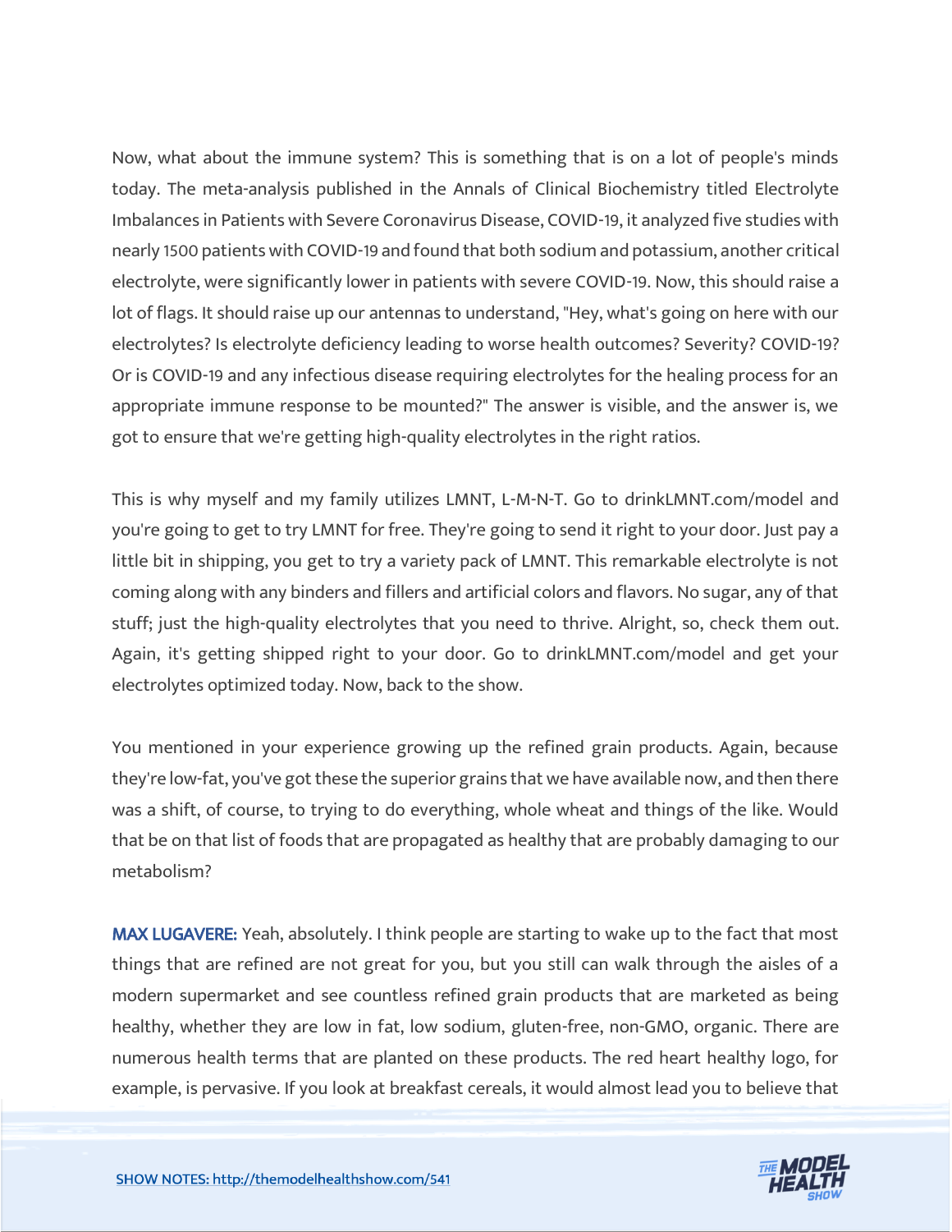Now, what about the immune system? This is something that is on a lot of people's minds today. The meta-analysis published in the Annals of Clinical Biochemistry titled Electrolyte Imbalances in Patients with Severe Coronavirus Disease, COVID-19, it analyzed five studies with nearly 1500 patients with COVID-19 and found that both sodium and potassium, another critical electrolyte, were significantly lower in patients with severe COVID-19. Now, this should raise a lot of flags. It should raise up our antennas to understand, "Hey, what's going on here with our electrolytes? Is electrolyte deficiency leading to worse health outcomes? Severity? COVID-19? Or is COVID-19 and any infectious disease requiring electrolytes for the healing process for an appropriate immune response to be mounted?" The answer is visible, and the answer is, we got to ensure that we're getting high-quality electrolytes in the right ratios.

This is why myself and my family utilizes LMNT, L-M-N-T. Go to drinkLMNT.com/model and you're going to get to try LMNT for free. They're going to send it right to your door. Just pay a little bit in shipping, you get to try a variety pack of LMNT. This remarkable electrolyte is not coming along with any binders and fillers and artificial colors and flavors. No sugar, any of that stuff; just the high-quality electrolytes that you need to thrive. Alright, so, check them out. Again, it's getting shipped right to your door. Go to drinkLMNT.com/model and get your electrolytes optimized today. Now, back to the show.

You mentioned in your experience growing up the refined grain products. Again, because they're low-fat, you've got these the superior grains that we have available now, and then there was a shift, of course, to trying to do everything, whole wheat and things of the like. Would that be on that list of foods that are propagated as healthy that are probably damaging to our metabolism?

**MAX LUGAVERE:** Yeah, absolutely. I think people are starting to wake up to the fact that most things that are refined are not great for you, but you still can walk through the aisles of a modern supermarket and see countless refined grain products that are marketed as being healthy, whether they are low in fat, low sodium, gluten-free, non-GMO, organic. There are numerous health terms that are planted on these products. The red heart healthy logo, for example, is pervasive. If you look at breakfast cereals, it would almost lead you to believe that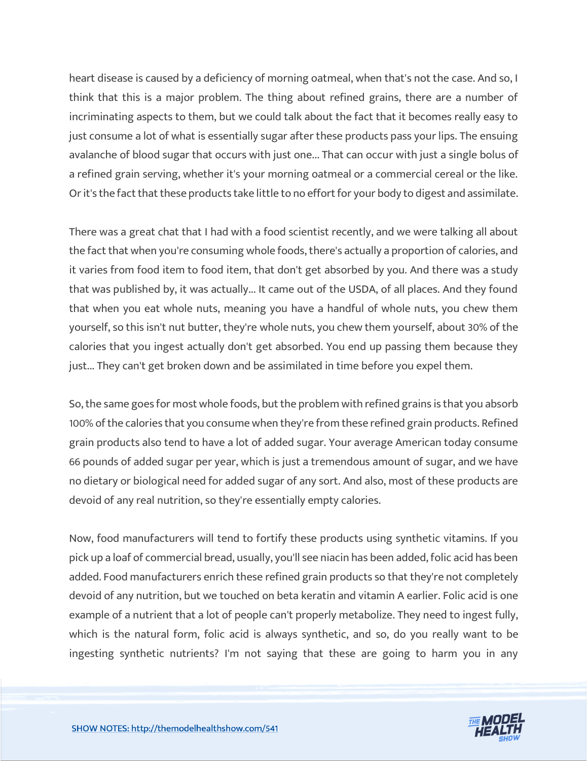heart disease is caused by a deficiency of morning oatmeal, when that's not the case. And so, I think that this is a major problem. The thing about refined grains, there are a number of incriminating aspects to them, but we could talk about the fact that it becomes really easy to just consume a lot of what is essentially sugar after these products pass your lips. The ensuing avalanche of blood sugar that occurs with just one... That can occur with just a single bolus of a refined grain serving, whether it's your morning oatmeal or a commercial cereal or the like. Or it's the fact that these products take little to no effort for your body to digest and assimilate.

There was a great chat that I had with a food scientist recently, and we were talking all about the fact that when you're consuming whole foods, there's actually a proportion of calories, and it varies from food item to food item, that don't get absorbed by you. And there was a study that was published by, it was actually... It came out of the USDA, of all places. And they found that when you eat whole nuts, meaning you have a handful of whole nuts, you chew them yourself, so this isn't nut butter, they're whole nuts, you chew them yourself, about 30% of the calories that you ingest actually don't get absorbed. You end up passing them because they just... They can't get broken down and be assimilated in time before you expel them.

So, the same goes for most whole foods, but the problem with refined grains is that you absorb 100% of the calories that you consume when they're from these refined grain products. Refined grain products also tend to have a lot of added sugar. Your average American today consume 66 pounds of added sugar per year, which is just a tremendous amount of sugar, and we have no dietary or biological need for added sugar of any sort. And also, most of these products are devoid of any real nutrition, so they're essentially empty calories.

Now, food manufacturers will tend to fortify these products using synthetic vitamins. If you pick up a loaf of commercial bread, usually, you'll see niacin has been added, folic acid has been added. Food manufacturers enrich these refined grain products so that they're not completely devoid of any nutrition, but we touched on beta keratin and vitamin A earlier. Folic acid is one example of a nutrient that a lot of people can't properly metabolize. They need to ingest fully, which is the natural form, folic acid is always synthetic, and so, do you really want to be ingesting synthetic nutrients? I'm not saying that these are going to harm you in any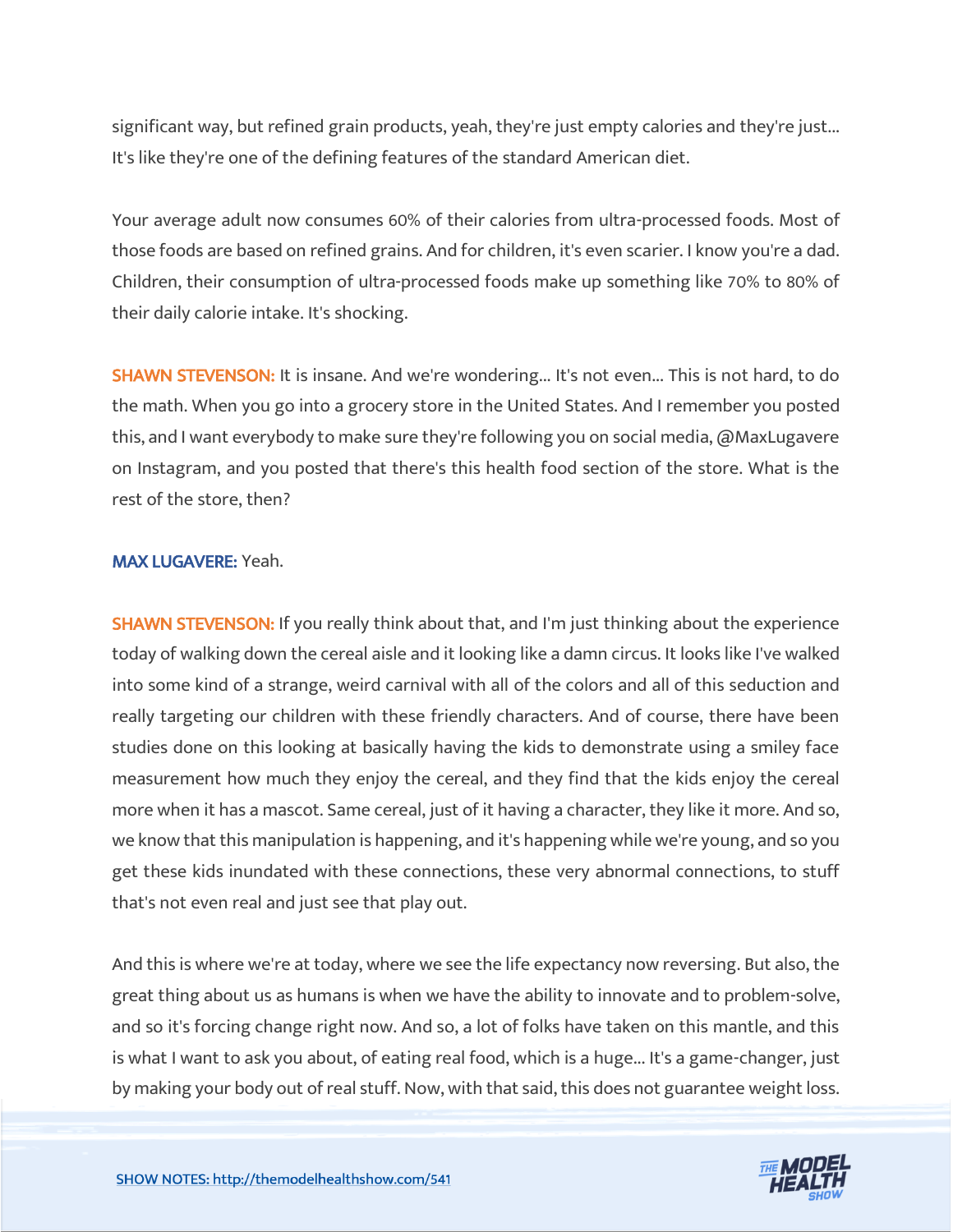significant way, but refined grain products, yeah, they're just empty calories and they're just... It's like they're one of the defining features of the standard American diet.

Your average adult now consumes 60% of their calories from ultra-processed foods. Most of those foods are based on refined grains. And for children, it's even scarier. I know you're a dad. Children, their consumption of ultra-processed foods make up something like 70% to 80% of their daily calorie intake. It's shocking.

**SHAWN STEVENSON:** It is insane. And we're wondering... It's not even... This is not hard, to do the math. When you go into a grocery store in the United States. And I remember you posted this, and I want everybody to make sure they're following you on social media, @MaxLugavere on Instagram, and you posted that there's this health food section of the store. What is the rest of the store, then?

**MAX LUGAVERE:** Yeah.

**SHAWN STEVENSON:** If you really think about that, and I'm just thinking about the experience today of walking down the cereal aisle and it looking like a damn circus. It looks like I've walked into some kind of a strange, weird carnival with all of the colors and all of this seduction and really targeting our children with these friendly characters. And of course, there have been studies done on this looking at basically having the kids to demonstrate using a smiley face measurement how much they enjoy the cereal, and they find that the kids enjoy the cereal more when it has a mascot. Same cereal, just of it having a character, they like it more. And so, we know that this manipulation is happening, and it's happening while we're young, and so you get these kids inundated with these connections, these very abnormal connections, to stuff that's not even real and just see that play out.

And this is where we're at today, where we see the life expectancy now reversing. But also, the great thing about us as humans is when we have the ability to innovate and to problem-solve, and so it's forcing change right now. And so, a lot of folks have taken on this mantle, and this is what I want to ask you about, of eating real food, which is a huge... It's a game-changer, just by making your body out of real stuff. Now, with that said, this does not guarantee weight loss.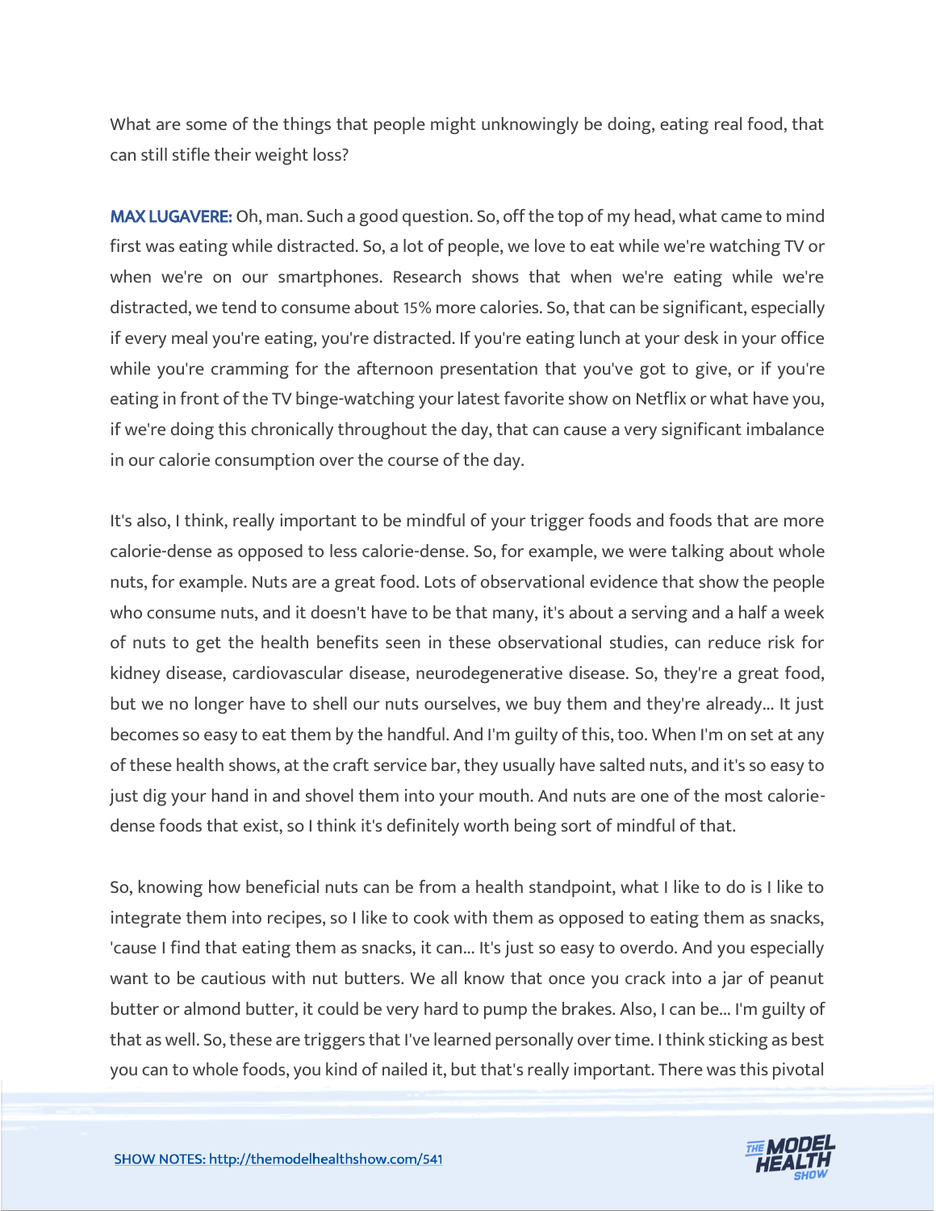What are some of the things that people might unknowingly be doing, eating real food, that can still stifle their weight loss?

**MAX LUGAVERE:** Oh, man. Such a good question. So, off the top of my head, what came to mind first was eating while distracted. So, a lot of people, we love to eat while we're watching TV or when we're on our smartphones. Research shows that when we're eating while we're distracted, we tend to consume about 15% more calories. So, that can be significant, especially if every meal you're eating, you're distracted. If you're eating lunch at your desk in your office while you're cramming for the afternoon presentation that you've got to give, or if you're eating in front of the TV binge-watching your latest favorite show on Netflix or what have you, if we're doing this chronically throughout the day, that can cause a very significant imbalance in our calorie consumption over the course of the day.

It's also, I think, really important to be mindful of your trigger foods and foods that are more calorie-dense as opposed to less calorie-dense. So, for example, we were talking about whole nuts, for example. Nuts are a great food. Lots of observational evidence that show the people who consume nuts, and it doesn't have to be that many, it's about a serving and a half a week of nuts to get the health benefits seen in these observational studies, can reduce risk for kidney disease, cardiovascular disease, neurodegenerative disease. So, they're a great food, but we no longer have to shell our nuts ourselves, we buy them and they're already... It just becomes so easy to eat them by the handful. And I'm guilty of this, too. When I'm on set at any of these health shows, at the craft service bar, they usually have salted nuts, and it's so easy to just dig your hand in and shovel them into your mouth. And nuts are one of the most calorie-dense foods that exist, so I think it's definitely worth being sort of mindful of that.

So, knowing how beneficial nuts can be from a health standpoint, what I like to do is I like to integrate them into recipes, so I like to cook with them as opposed to eating them as snacks, 'cause I find that eating them as snacks, it can... It's just so easy to overdo. And you especially want to be cautious with nut butters. We all know that once you crack into a jar of peanut butter or almond butter, it could be very hard to pump the brakes. Also, I can be... I'm guilty of that as well. So, these are triggers that I've learned personally over time. I think sticking as best you can to whole foods, you kind of nailed it, but that's really important. There was this pivotal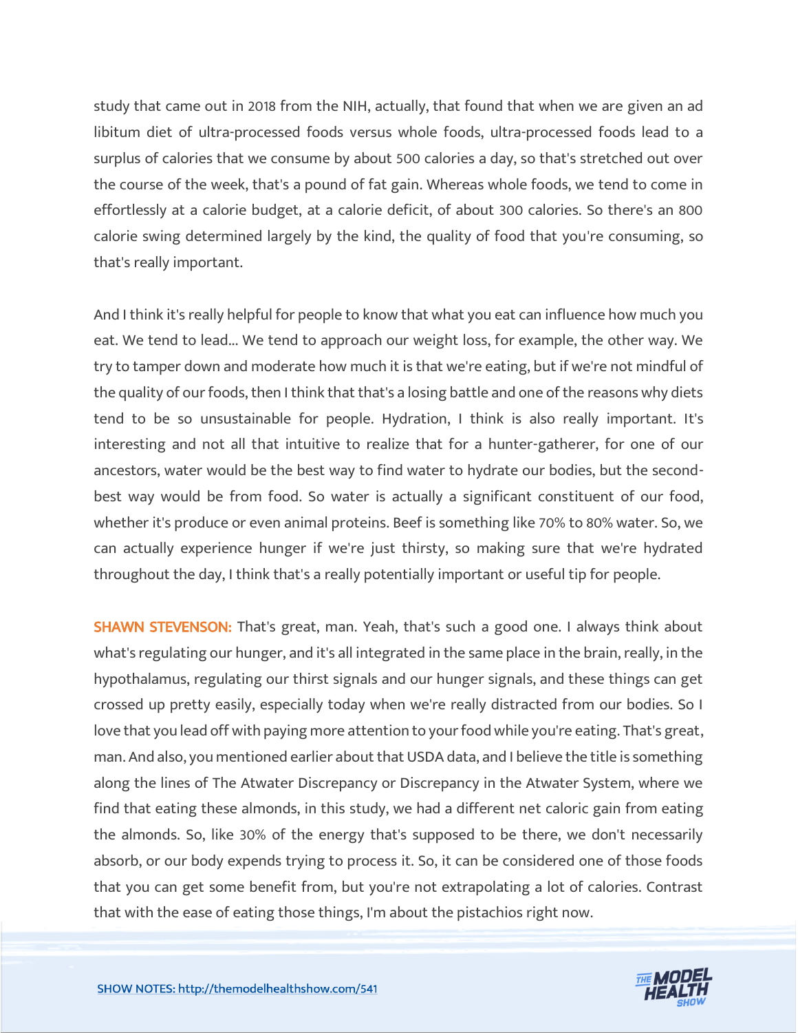study that came out in 2018 from the NIH, actually, that found that when we are given an ad libitum diet of ultra-processed foods versus whole foods, ultra-processed foods lead to a surplus of calories that we consume by about 500 calories a day, so that's stretched out over the course of the week, that's a pound of fat gain. Whereas whole foods, we tend to come in effortlessly at a calorie budget, at a calorie deficit, of about 300 calories. So there's an 800 calorie swing determined largely by the kind, the quality of food that you're consuming, so that's really important.

And I think it's really helpful for people to know that what you eat can influence how much you eat. We tend to lead... We tend to approach our weight loss, for example, the other way. We try to tamper down and moderate how much it is that we're eating, but if we're not mindful of the quality of our foods, then I think that that's a losing battle and one of the reasons why diets tend to be so unsustainable for people. Hydration, I think is also really important. It's interesting and not all that intuitive to realize that for a hunter-gatherer, for one of our ancestors, water would be the best way to find water to hydrate our bodies, but the second-best way would be from food. So water is actually a significant constituent of our food, whether it's produce or even animal proteins. Beef is something like 70% to 80% water. So, we can actually experience hunger if we're just thirsty, so making sure that we're hydrated throughout the day, I think that's a really potentially important or useful tip for people.

**SHAWN STEVENSON:** That's great, man. Yeah, that's such a good one. I always think about what's regulating our hunger, and it's all integrated in the same place in the brain, really, in the hypothalamus, regulating our thirst signals and our hunger signals, and these things can get crossed up pretty easily, especially today when we're really distracted from our bodies. So I love that you lead off with paying more attention to your food while you're eating. That's great, man. And also, you mentioned earlier about that USDA data, and I believe the title is something along the lines of The Atwater Discrepancy or Discrepancy in the Atwater System, where we find that eating these almonds, in this study, we had a different net caloric gain from eating the almonds. So, like 30% of the energy that's supposed to be there, we don't necessarily absorb, or our body expends trying to process it. So, it can be considered one of those foods that you can get some benefit from, but you're not extrapolating a lot of calories. Contrast that with the ease of eating those things, I'm about the pistachios right now.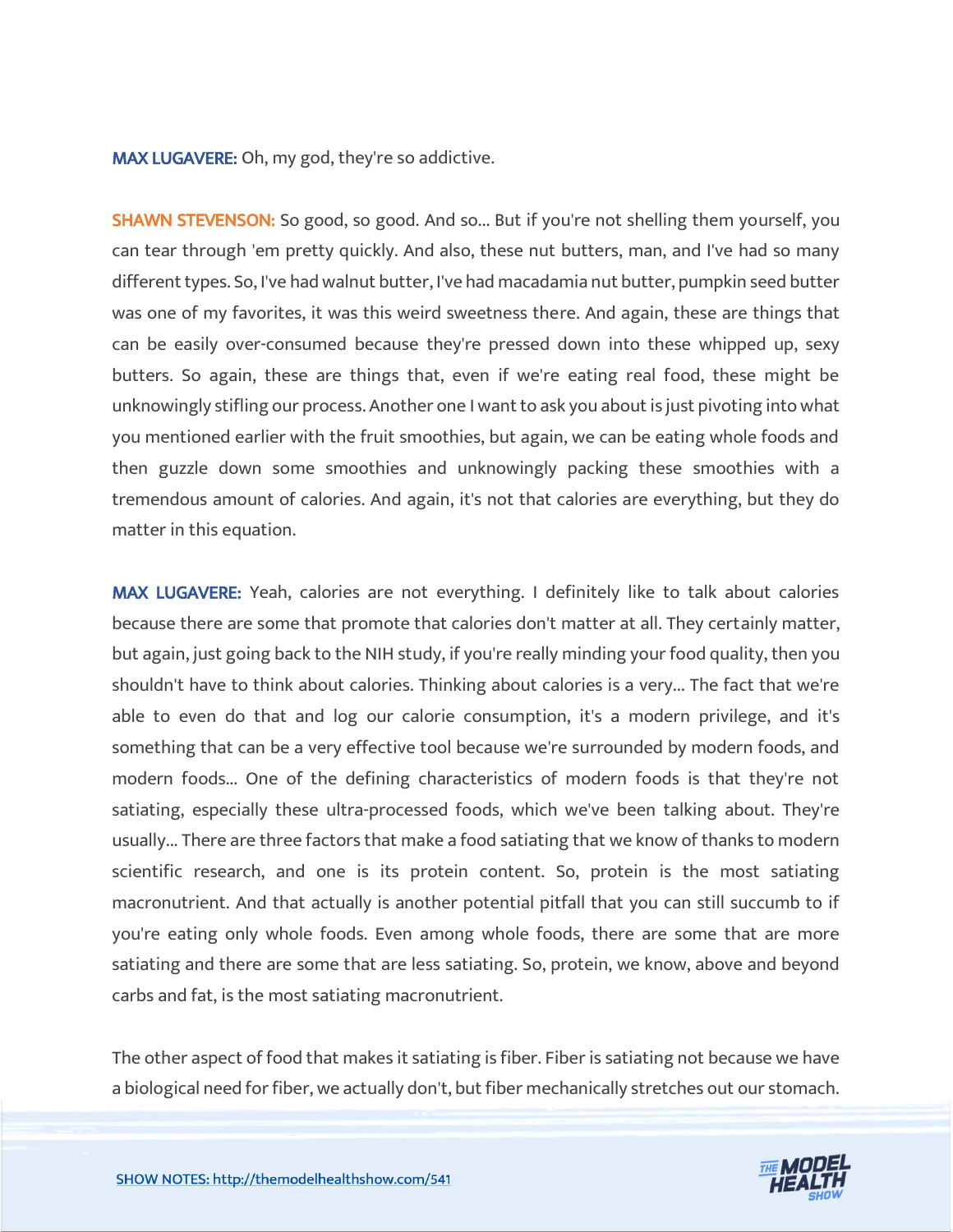**MAX LUGAVERE:** Oh, my god, they're so addictive.

**SHAWN STEVENSON:** So good, so good. And so... But if you're not shelling them yourself, you can tear through 'em pretty quickly. And also, these nut butters, man, and I've had so many different types. So, I've had walnut butter, I've had macadamia nut butter, pumpkin seed butter was one of my favorites, it was this weird sweetness there. And again, these are things that can be easily over-consumed because they're pressed down into these whipped up, sexy butters. So again, these are things that, even if we're eating real food, these might be unknowingly stifling our process. Another one I want to ask you about is just pivoting into what you mentioned earlier with the fruit smoothies, but again, we can be eating whole foods and then guzzle down some smoothies and unknowingly packing these smoothies with a tremendous amount of calories. And again, it's not that calories are everything, but they do matter in this equation.

**MAX LUGAVERE:** Yeah, calories are not everything. I definitely like to talk about calories because there are some that promote that calories don't matter at all. They certainly matter, but again, just going back to the NIH study, if you're really minding your food quality, then you shouldn't have to think about calories. Thinking about calories is a very... The fact that we're able to even do that and log our calorie consumption, it's a modern privilege, and it's something that can be a very effective tool because we're surrounded by modern foods, and modern foods... One of the defining characteristics of modern foods is that they're not satiating, especially these ultra-processed foods, which we've been talking about. They're usually... There are three factors that make a food satiating that we know of thanks to modern scientific research, and one is its protein content. So, protein is the most satiating macronutrient. And that actually is another potential pitfall that you can still succumb to if you're eating only whole foods. Even among whole foods, there are some that are more satiating and there are some that are less satiating. So, protein, we know, above and beyond carbs and fat, is the most satiating macronutrient.

The other aspect of food that makes it satiating is fiber. Fiber is satiating not because we have a biological need for fiber, we actually don't, but fiber mechanically stretches out our stomach.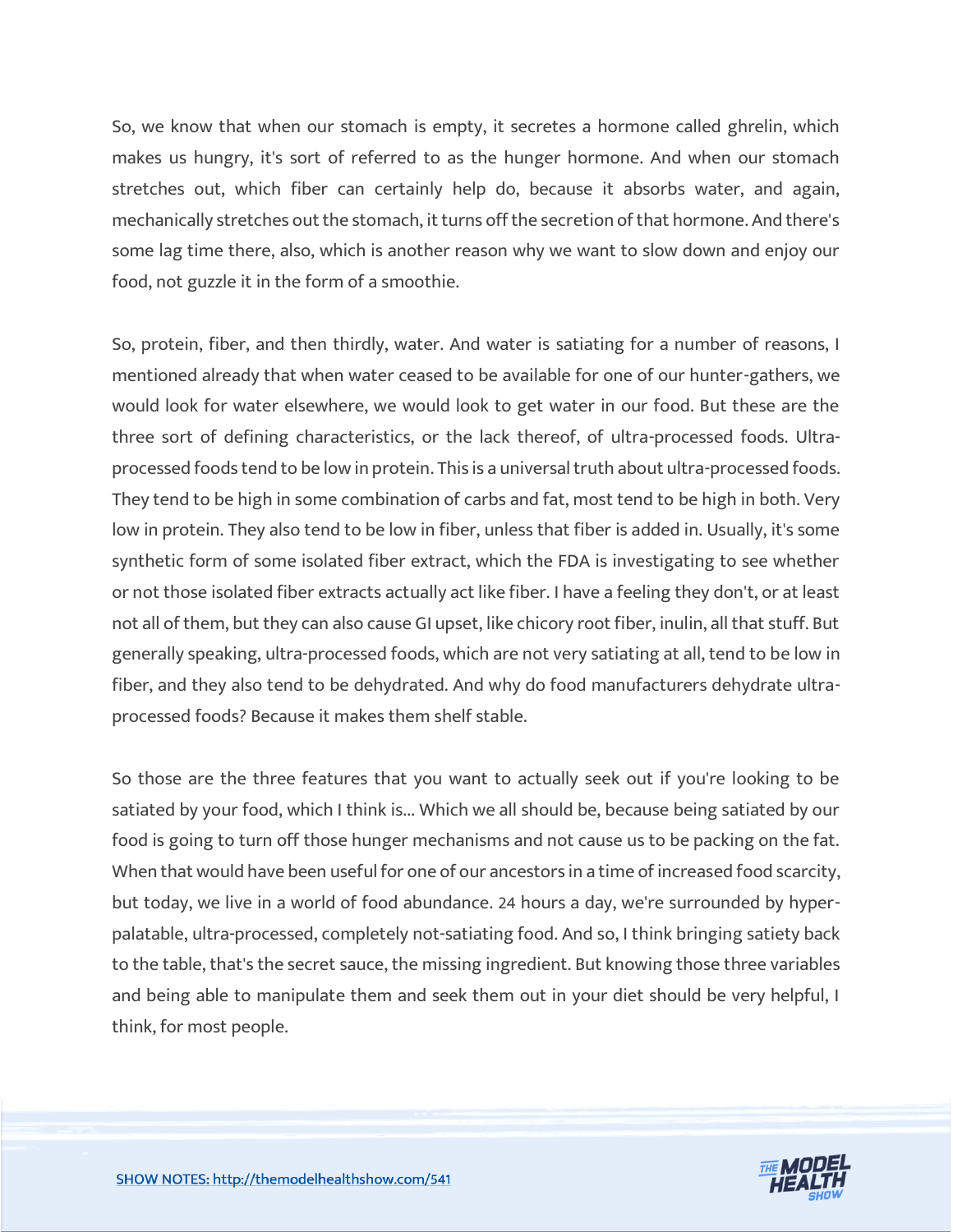So, we know that when our stomach is empty, it secretes a hormone called ghrelin, which makes us hungry, it's sort of referred to as the hunger hormone. And when our stomach stretches out, which fiber can certainly help do, because it absorbs water, and again, mechanically stretches out the stomach, it turns off the secretion of that hormone. And there's some lag time there, also, which is another reason why we want to slow down and enjoy our food, not guzzle it in the form of a smoothie.

So, protein, fiber, and then thirdly, water. And water is satiating for a number of reasons, I mentioned already that when water ceased to be available for one of our hunter-gathers, we would look for water elsewhere, we would look to get water in our food. But these are the three sort of defining characteristics, or the lack thereof, of ultra-processed foods. Ultra-processed foods tend to be low in protein. This is a universal truth about ultra-processed foods. They tend to be high in some combination of carbs and fat, most tend to be high in both. Very low in protein. They also tend to be low in fiber, unless that fiber is added in. Usually, it's some synthetic form of some isolated fiber extract, which the FDA is investigating to see whether or not those isolated fiber extracts actually act like fiber. I have a feeling they don't, or at least not all of them, but they can also cause GI upset, like chicory root fiber, inulin, all that stuff. But generally speaking, ultra-processed foods, which are not very satiating at all, tend to be low in fiber, and they also tend to be dehydrated. And why do food manufacturers dehydrate ultra-processed foods? Because it makes them shelf stable.

So those are the three features that you want to actually seek out if you're looking to be satiated by your food, which I think is... Which we all should be, because being satiated by our food is going to turn off those hunger mechanisms and not cause us to be packing on the fat. When that would have been useful for one of our ancestors in a time of increased food scarcity, but today, we live in a world of food abundance. 24 hours a day, we're surrounded by hyper-palatable, ultra-processed, completely not-satiating food. And so, I think bringing satiety back to the table, that's the secret sauce, the missing ingredient. But knowing those three variables and being able to manipulate them and seek them out in your diet should be very helpful, I think, for most people.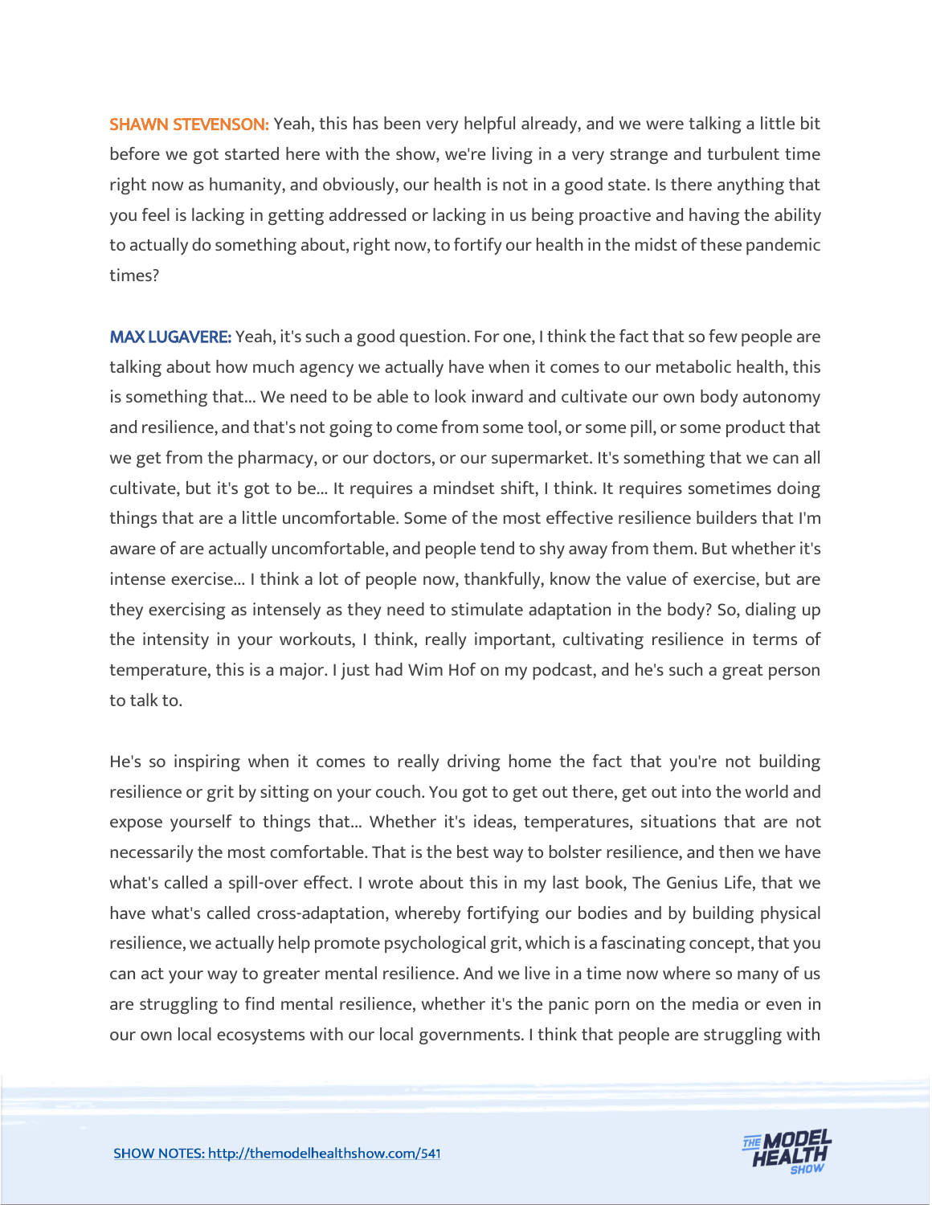**SHAWN STEVENSON:** Yeah, this has been very helpful already, and we were talking a little bit before we got started here with the show, we're living in a very strange and turbulent time right now as humanity, and obviously, our health is not in a good state. Is there anything that you feel is lacking in getting addressed or lacking in us being proactive and having the ability to actually do something about, right now, to fortify our health in the midst of these pandemic times?

**MAX LUGAVERE:** Yeah, it's such a good question. For one, I think the fact that so few people are talking about how much agency we actually have when it comes to our metabolic health, this is something that... We need to be able to look inward and cultivate our own body autonomy and resilience, and that's not going to come from some tool, or some pill, or some product that we get from the pharmacy, or our doctors, or our supermarket. It's something that we can all cultivate, but it's got to be... It requires a mindset shift, I think. It requires sometimes doing things that are a little uncomfortable. Some of the most effective resilience builders that I'm aware of are actually uncomfortable, and people tend to shy away from them. But whether it's intense exercise... I think a lot of people now, thankfully, know the value of exercise, but are they exercising as intensely as they need to stimulate adaptation in the body? So, dialing up the intensity in your workouts, I think, really important, cultivating resilience in terms of temperature, this is a major. I just had Wim Hof on my podcast, and he's such a great person to talk to.

He's so inspiring when it comes to really driving home the fact that you're not building resilience or grit by sitting on your couch. You got to get out there, get out into the world and expose yourself to things that... Whether it's ideas, temperatures, situations that are not necessarily the most comfortable. That is the best way to bolster resilience, and then we have what's called a spill-over effect. I wrote about this in my last book, The Genius Life, that we have what's called cross-adaptation, whereby fortifying our bodies and by building physical resilience, we actually help promote psychological grit, which is a fascinating concept, that you can act your way to greater mental resilience. And we live in a time now where so many of us are struggling to find mental resilience, whether it's the panic porn on the media or even in our own local ecosystems with our local governments. I think that people are struggling with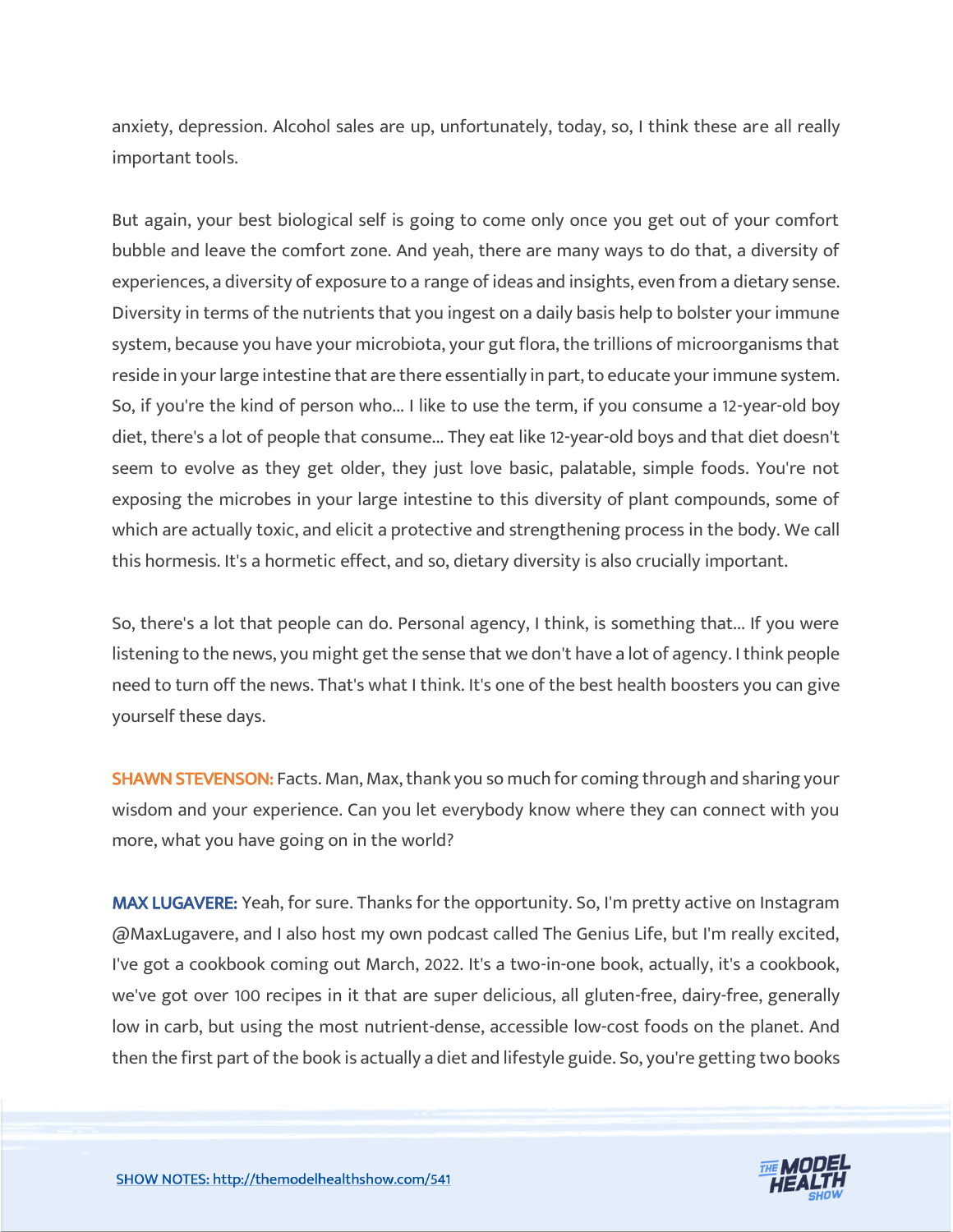anxiety, depression. Alcohol sales are up, unfortunately, today, so, I think these are all really important tools.

But again, your best biological self is going to come only once you get out of your comfort bubble and leave the comfort zone. And yeah, there are many ways to do that, a diversity of experiences, a diversity of exposure to a range of ideas and insights, even from a dietary sense. Diversity in terms of the nutrients that you ingest on a daily basis help to bolster your immune system, because you have your microbiota, your gut flora, the trillions of microorganisms that reside in your large intestine that are there essentially in part, to educate your immune system. So, if you're the kind of person who... I like to use the term, if you consume a 12-year-old boy diet, there's a lot of people that consume... They eat like 12-year-old boys and that diet doesn't seem to evolve as they get older, they just love basic, palatable, simple foods. You're not exposing the microbes in your large intestine to this diversity of plant compounds, some of which are actually toxic, and elicit a protective and strengthening process in the body. We call this hormesis. It's a hormetic effect, and so, dietary diversity is also crucially important.

So, there's a lot that people can do. Personal agency, I think, is something that... If you were listening to the news, you might get the sense that we don't have a lot of agency. I think people need to turn off the news. That's what I think. It's one of the best health boosters you can give yourself these days.

**SHAWN STEVENSON:** Facts. Man, Max, thank you so much for coming through and sharing your wisdom and your experience. Can you let everybody know where they can connect with you more, what you have going on in the world?

**MAX LUGAVERE:** Yeah, for sure. Thanks for the opportunity. So, I'm pretty active on Instagram @MaxLugavere, and I also host my own podcast called The Genius Life, but I'm really excited, I've got a cookbook coming out March, 2022. It's a two-in-one book, actually, it's a cookbook, we've got over 100 recipes in it that are super delicious, all gluten-free, dairy-free, generally low in carb, but using the most nutrient-dense, accessible low-cost foods on the planet. And then the first part of the book is actually a diet and lifestyle guide. So, you're getting two books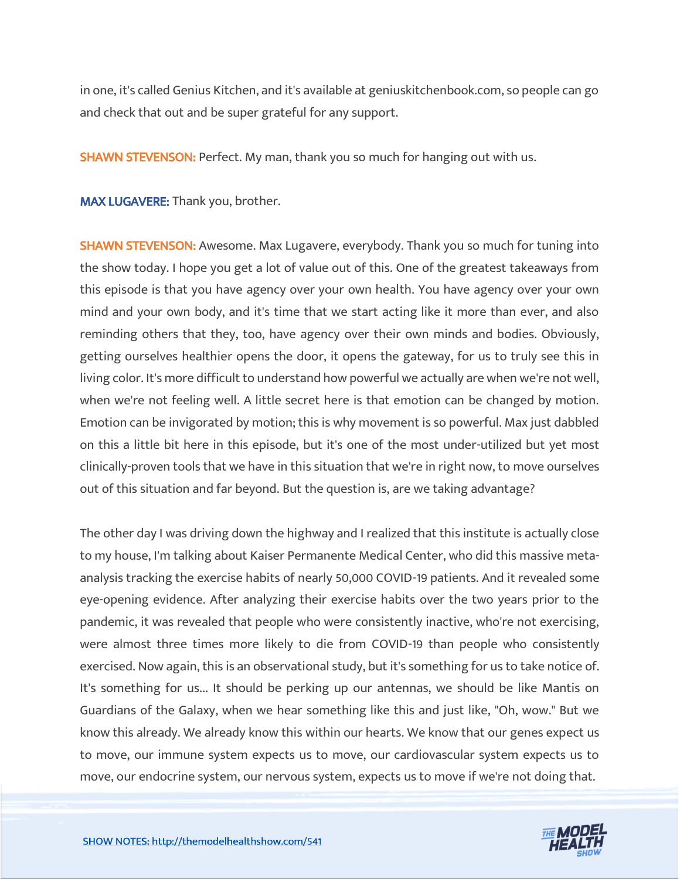in one, it's called Genius Kitchen, and it's available at geniuskitchenbook.com, so people can go and check that out and be super grateful for any support.

**SHAWN STEVENSON:** Perfect. My man, thank you so much for hanging out with us.

**MAX LUGAVERE:** Thank you, brother.

**SHAWN STEVENSON:** Awesome. Max Lugavere, everybody. Thank you so much for tuning into the show today. I hope you get a lot of value out of this. One of the greatest takeaways from this episode is that you have agency over your own health. You have agency over your own mind and your own body, and it's time that we start acting like it more than ever, and also reminding others that they, too, have agency over their own minds and bodies. Obviously, getting ourselves healthier opens the door, it opens the gateway, for us to truly see this in living color. It's more difficult to understand how powerful we actually are when we're not well, when we're not feeling well. A little secret here is that emotion can be changed by motion. Emotion can be invigorated by motion; this is why movement is so powerful. Max just dabbled on this a little bit here in this episode, but it's one of the most under-utilized but yet most clinically-proven tools that we have in this situation that we're in right now, to move ourselves out of this situation and far beyond. But the question is, are we taking advantage?

The other day I was driving down the highway and I realized that this institute is actually close to my house, I'm talking about Kaiser Permanente Medical Center, who did this massive meta-analysis tracking the exercise habits of nearly 50,000 COVID-19 patients. And it revealed some eye-opening evidence. After analyzing their exercise habits over the two years prior to the pandemic, it was revealed that people who were consistently inactive, who're not exercising, were almost three times more likely to die from COVID-19 than people who consistently exercised. Now again, this is an observational study, but it's something for us to take notice of. It's something for us... It should be perking up our antennas, we should be like Mantis on Guardians of the Galaxy, when we hear something like this and just like, "Oh, wow." But we know this already. We already know this within our hearts. We know that our genes expect us to move, our immune system expects us to move, our cardiovascular system expects us to move, our endocrine system, our nervous system, expects us to move if we're not doing that.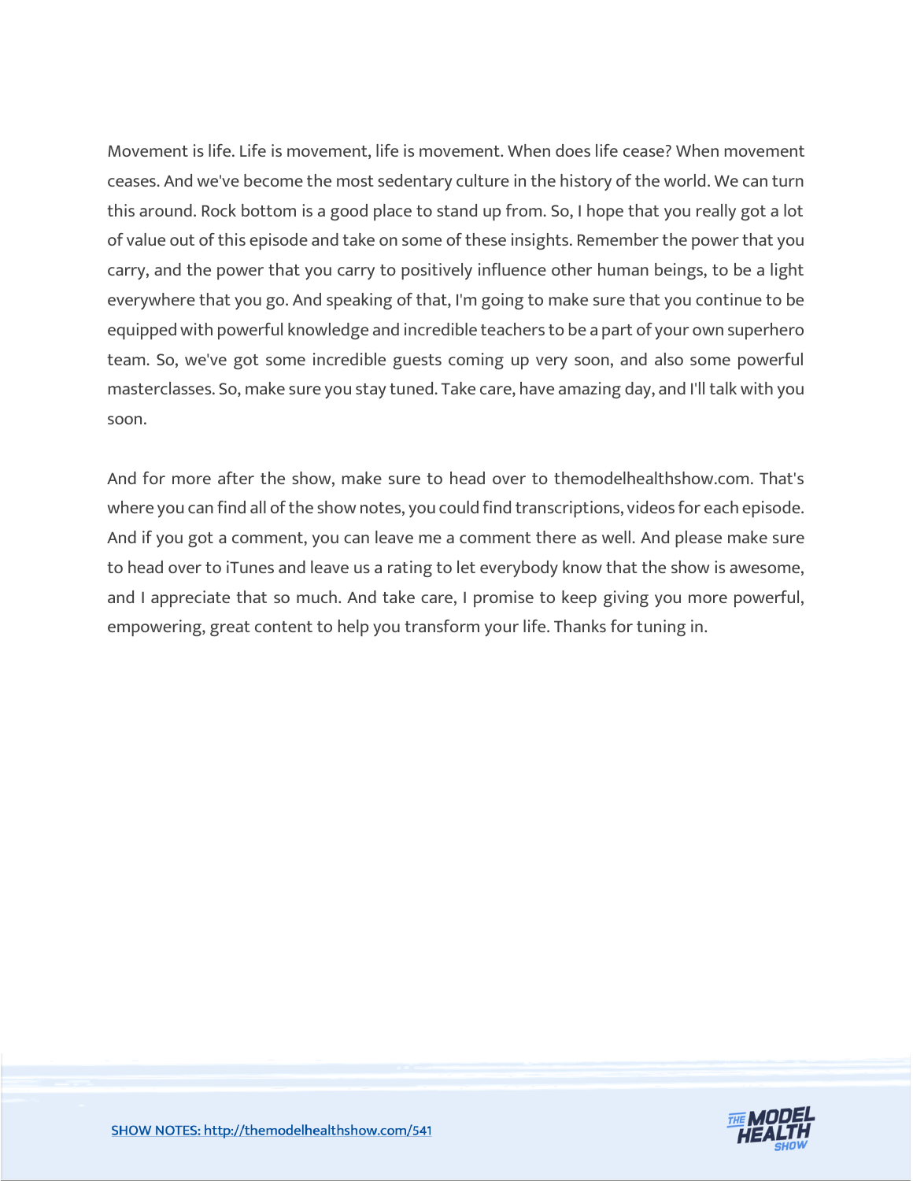Movement is life. Life is movement, life is movement. When does life cease? When movement ceases. And we've become the most sedentary culture in the history of the world. We can turn this around. Rock bottom is a good place to stand up from. So, I hope that you really got a lot of value out of this episode and take on some of these insights. Remember the power that you carry, and the power that you carry to positively influence other human beings, to be a light everywhere that you go. And speaking of that, I'm going to make sure that you continue to be equipped with powerful knowledge and incredible teachers to be a part of your own superhero team. So, we've got some incredible guests coming up very soon, and also some powerful masterclasses. So, make sure you stay tuned. Take care, have amazing day, and I'll talk with you soon.

And for more after the show, make sure to head over to themodelhealthshow.com. That's where you can find all of the show notes, you could find transcriptions, videos for each episode. And if you got a comment, you can leave me a comment there as well. And please make sure to head over to iTunes and leave us a rating to let everybody know that the show is awesome, and I appreciate that so much. And take care, I promise to keep giving you more powerful, empowering, great content to help you transform your life. Thanks for tuning in.